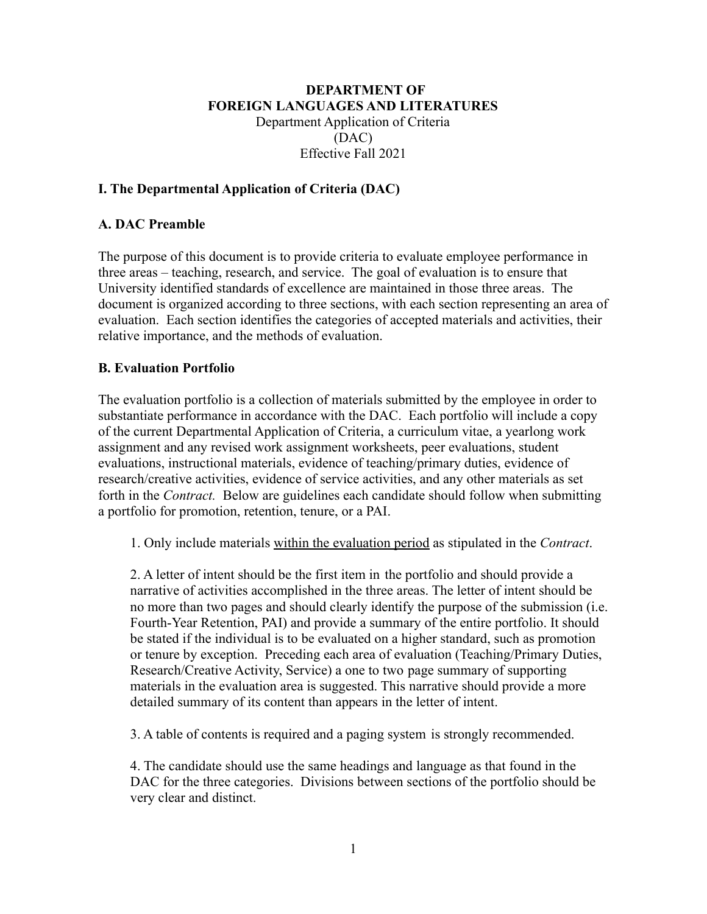**DEPARTMENT OF**
**FOREIGN LANGUAGES AND LITERATURES**
Department Application of Criteria
(DAC)
Effective Fall 2021

## I. The Departmental Application of Criteria (DAC)

### A. DAC Preamble

The purpose of this document is to provide criteria to evaluate employee performance in three areas – teaching, research, and service. The goal of evaluation is to ensure that University identified standards of excellence are maintained in those three areas. The document is organized according to three sections, with each section representing an area of evaluation. Each section identifies the categories of accepted materials and activities, their relative importance, and the methods of evaluation.

### B. Evaluation Portfolio

The evaluation portfolio is a collection of materials submitted by the employee in order to substantiate performance in accordance with the DAC. Each portfolio will include a copy of the current Departmental Application of Criteria, a curriculum vitae, a yearlong work assignment and any revised work assignment worksheets, peer evaluations, student evaluations, instructional materials, evidence of teaching/primary duties, evidence of research/creative activities, evidence of service activities, and any other materials as set forth in the *Contract.* Below are guidelines each candidate should follow when submitting a portfolio for promotion, retention, tenure, or a PAI.

1. Only include materials <u>within the evaluation period</u> as stipulated in the *Contract*.

2. A letter of intent should be the first item in the portfolio and should provide a narrative of activities accomplished in the three areas. The letter of intent should be no more than two pages and should clearly identify the purpose of the submission (i.e. Fourth-Year Retention, PAI) and provide a summary of the entire portfolio. It should be stated if the individual is to be evaluated on a higher standard, such as promotion or tenure by exception. Preceding each area of evaluation (Teaching/Primary Duties, Research/Creative Activity, Service) a one to two page summary of supporting materials in the evaluation area is suggested. This narrative should provide a more detailed summary of its content than appears in the letter of intent.

3. A table of contents is required and a paging system is strongly recommended.

4. The candidate should use the same headings and language as that found in the DAC for the three categories. Divisions between sections of the portfolio should be very clear and distinct.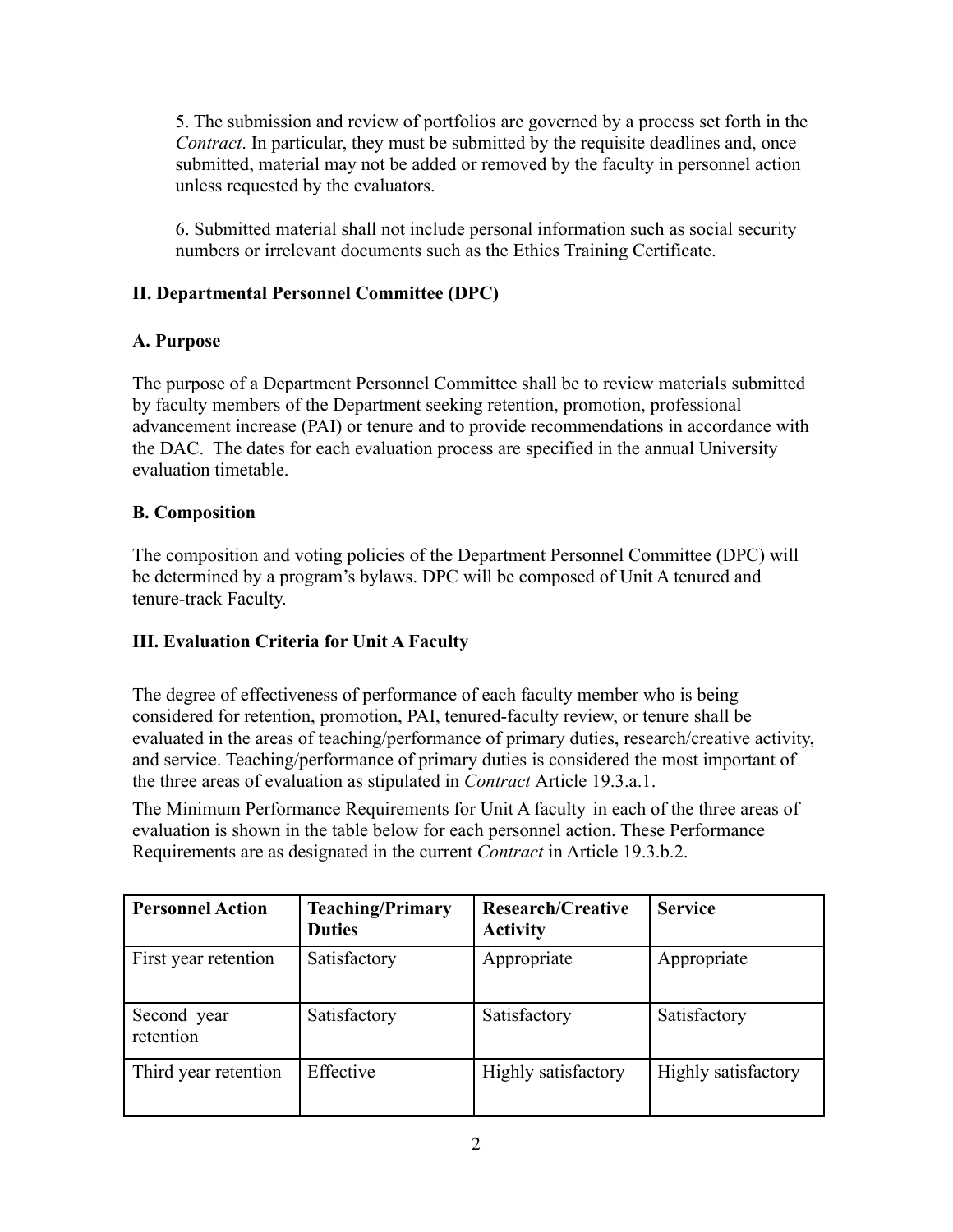5. The submission and review of portfolios are governed by a process set forth in the *Contract*. In particular, they must be submitted by the requisite deadlines and, once submitted, material may not be added or removed by the faculty in personnel action unless requested by the evaluators.

6. Submitted material shall not include personal information such as social security numbers or irrelevant documents such as the Ethics Training Certificate.

## II. Departmental Personnel Committee (DPC)

### A. Purpose

The purpose of a Department Personnel Committee shall be to review materials submitted by faculty members of the Department seeking retention, promotion, professional advancement increase (PAI) or tenure and to provide recommendations in accordance with the DAC. The dates for each evaluation process are specified in the annual University evaluation timetable.

### B. Composition

The composition and voting policies of the Department Personnel Committee (DPC) will be determined by a program's bylaws. DPC will be composed of Unit A tenured and tenure-track Faculty.

## III. Evaluation Criteria for Unit A Faculty

The degree of effectiveness of performance of each faculty member who is being considered for retention, promotion, PAI, tenured-faculty review, or tenure shall be evaluated in the areas of teaching/performance of primary duties, research/creative activity, and service. Teaching/performance of primary duties is considered the most important of the three areas of evaluation as stipulated in *Contract* Article 19.3.a.1.

The Minimum Performance Requirements for Unit A faculty in each of the three areas of evaluation is shown in the table below for each personnel action. These Performance Requirements are as designated in the current *Contract* in Article 19.3.b.2.

| Personnel Action | Teaching/Primary Duties | Research/Creative Activity | Service |
|---|---|---|---|
| First year retention | Satisfactory | Appropriate | Appropriate |
| Second year retention | Satisfactory | Satisfactory | Satisfactory |
| Third year retention | Effective | Highly satisfactory | Highly satisfactory |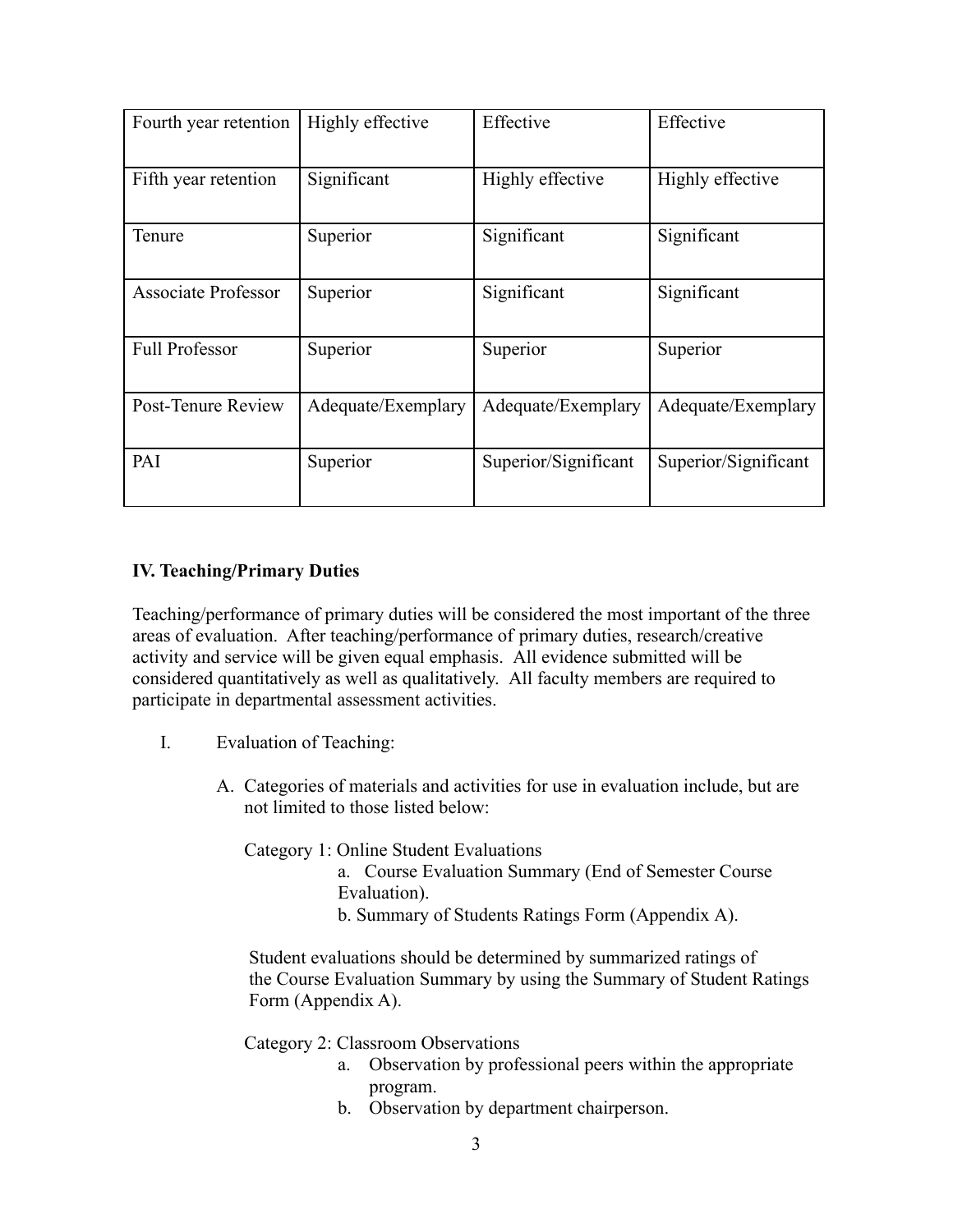| Fourth year retention | Highly effective | Effective | Effective |
|---|---|---|---|
| Fifth year retention | Significant | Highly effective | Highly effective |
| Tenure | Superior | Significant | Significant |
| Associate Professor | Superior | Significant | Significant |
| Full Professor | Superior | Superior | Superior |
| Post-Tenure Review | Adequate/Exemplary | Adequate/Exemplary | Adequate/Exemplary |
| PAI | Superior | Superior/Significant | Superior/Significant |

**IV. Teaching/Primary Duties**

Teaching/performance of primary duties will be considered the most important of the three areas of evaluation. After teaching/performance of primary duties, research/creative activity and service will be given equal emphasis. All evidence submitted will be considered quantitatively as well as qualitatively. All faculty members are required to participate in departmental assessment activities.

I. Evaluation of Teaching:

   A. Categories of materials and activities for use in evaluation include, but are not limited to those listed below:

      Category 1: Online Student Evaluations

         a. Course Evaluation Summary (End of Semester Course Evaluation).

         b. Summary of Students Ratings Form (Appendix A).

      Student evaluations should be determined by summarized ratings of the Course Evaluation Summary by using the Summary of Student Ratings Form (Appendix A).

      Category 2: Classroom Observations

         a. Observation by professional peers within the appropriate program.

         b. Observation by department chairperson.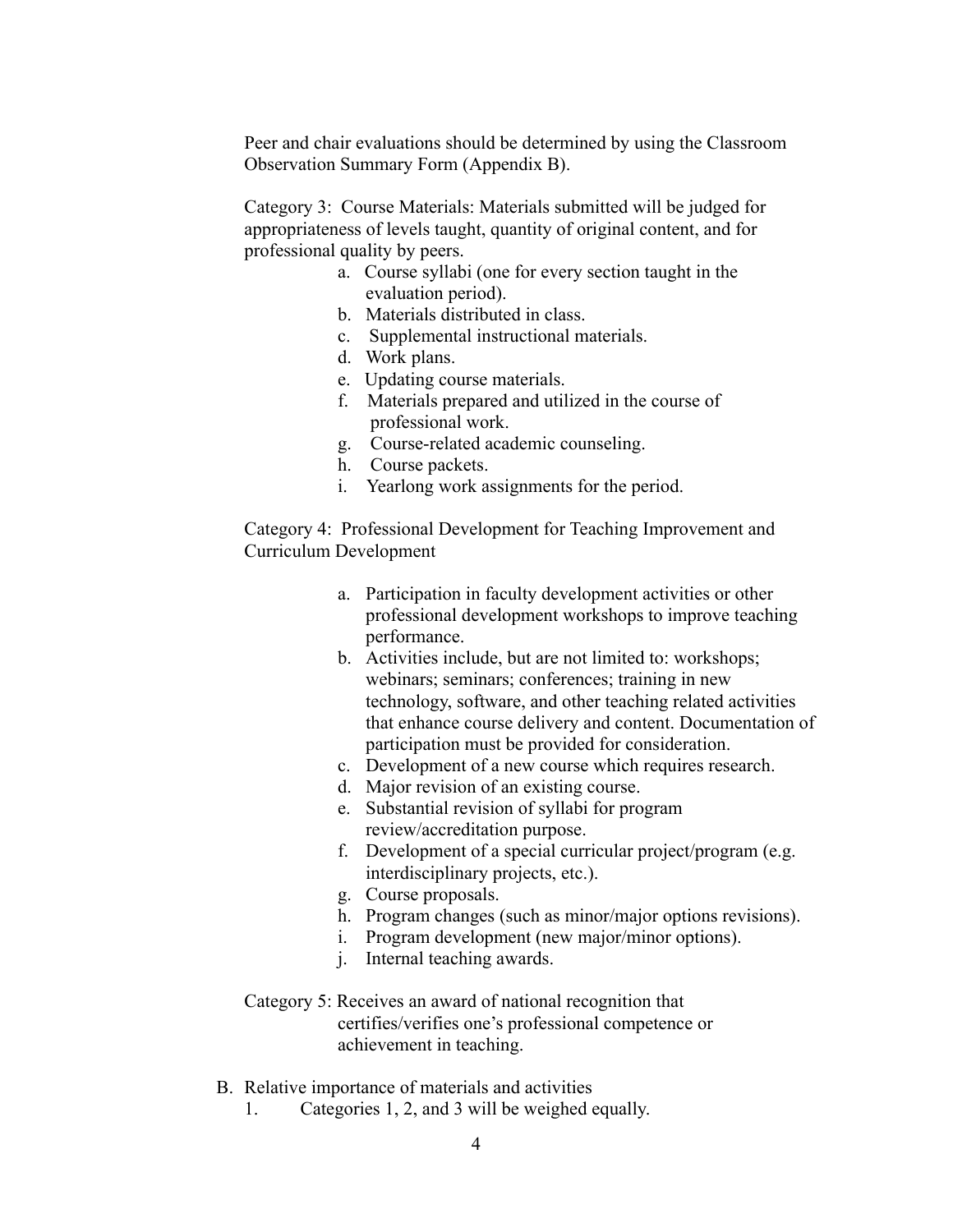Peer and chair evaluations should be determined by using the Classroom Observation Summary Form (Appendix B).

Category 3: Course Materials: Materials submitted will be judged for appropriateness of levels taught, quantity of original content, and for professional quality by peers.

a. Course syllabi (one for every section taught in the evaluation period).
b. Materials distributed in class.
c. Supplemental instructional materials.
d. Work plans.
e. Updating course materials.
f. Materials prepared and utilized in the course of professional work.
g. Course-related academic counseling.
h. Course packets.
i. Yearlong work assignments for the period.

Category 4: Professional Development for Teaching Improvement and Curriculum Development

a. Participation in faculty development activities or other professional development workshops to improve teaching performance.
b. Activities include, but are not limited to: workshops; webinars; seminars; conferences; training in new technology, software, and other teaching related activities that enhance course delivery and content. Documentation of participation must be provided for consideration.
c. Development of a new course which requires research.
d. Major revision of an existing course.
e. Substantial revision of syllabi for program review/accreditation purpose.
f. Development of a special curricular project/program (e.g. interdisciplinary projects, etc.).
g. Course proposals.
h. Program changes (such as minor/major options revisions).
i. Program development (new major/minor options).
j. Internal teaching awards.

Category 5: Receives an award of national recognition that certifies/verifies one's professional competence or achievement in teaching.

B. Relative importance of materials and activities
   1. Categories 1, 2, and 3 will be weighed equally.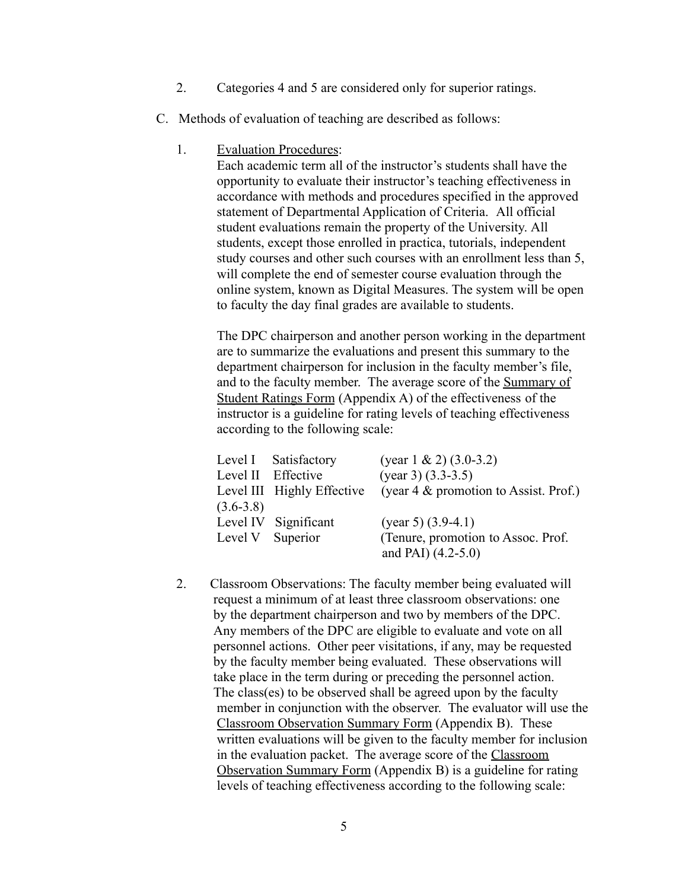2. Categories 4 and 5 are considered only for superior ratings.

C. Methods of evaluation of teaching are described as follows:

1. Evaluation Procedures:
   Each academic term all of the instructor's students shall have the opportunity to evaluate their instructor's teaching effectiveness in accordance with methods and procedures specified in the approved statement of Departmental Application of Criteria. All official student evaluations remain the property of the University. All students, except those enrolled in practica, tutorials, independent study courses and other such courses with an enrollment less than 5, will complete the end of semester course evaluation through the online system, known as Digital Measures. The system will be open to faculty the day final grades are available to students.

   The DPC chairperson and another person working in the department are to summarize the evaluations and present this summary to the department chairperson for inclusion in the faculty member's file, and to the faculty member. The average score of the Summary of Student Ratings Form (Appendix A) of the effectiveness of the instructor is a guideline for rating levels of teaching effectiveness according to the following scale:

| Level | Rating | Criteria |
| --- | --- | --- |
| Level I | Satisfactory | (year 1 & 2) (3.0-3.2) |
| Level II | Effective | (year 3) (3.3-3.5) |
| Level III | Highly Effective | (year 4 & promotion to Assist. Prof.) (3.6-3.8) |
| Level IV | Significant | (year 5) (3.9-4.1) |
| Level V | Superior | (Tenure, promotion to Assoc. Prof. and PAI) (4.2-5.0) |

2. Classroom Observations: The faculty member being evaluated will request a minimum of at least three classroom observations: one by the department chairperson and two by members of the DPC. Any members of the DPC are eligible to evaluate and vote on all personnel actions. Other peer visitations, if any, may be requested by the faculty member being evaluated. These observations will take place in the term during or preceding the personnel action. The class(es) to be observed shall be agreed upon by the faculty member in conjunction with the observer. The evaluator will use the Classroom Observation Summary Form (Appendix B). These written evaluations will be given to the faculty member for inclusion in the evaluation packet. The average score of the Classroom Observation Summary Form (Appendix B) is a guideline for rating levels of teaching effectiveness according to the following scale: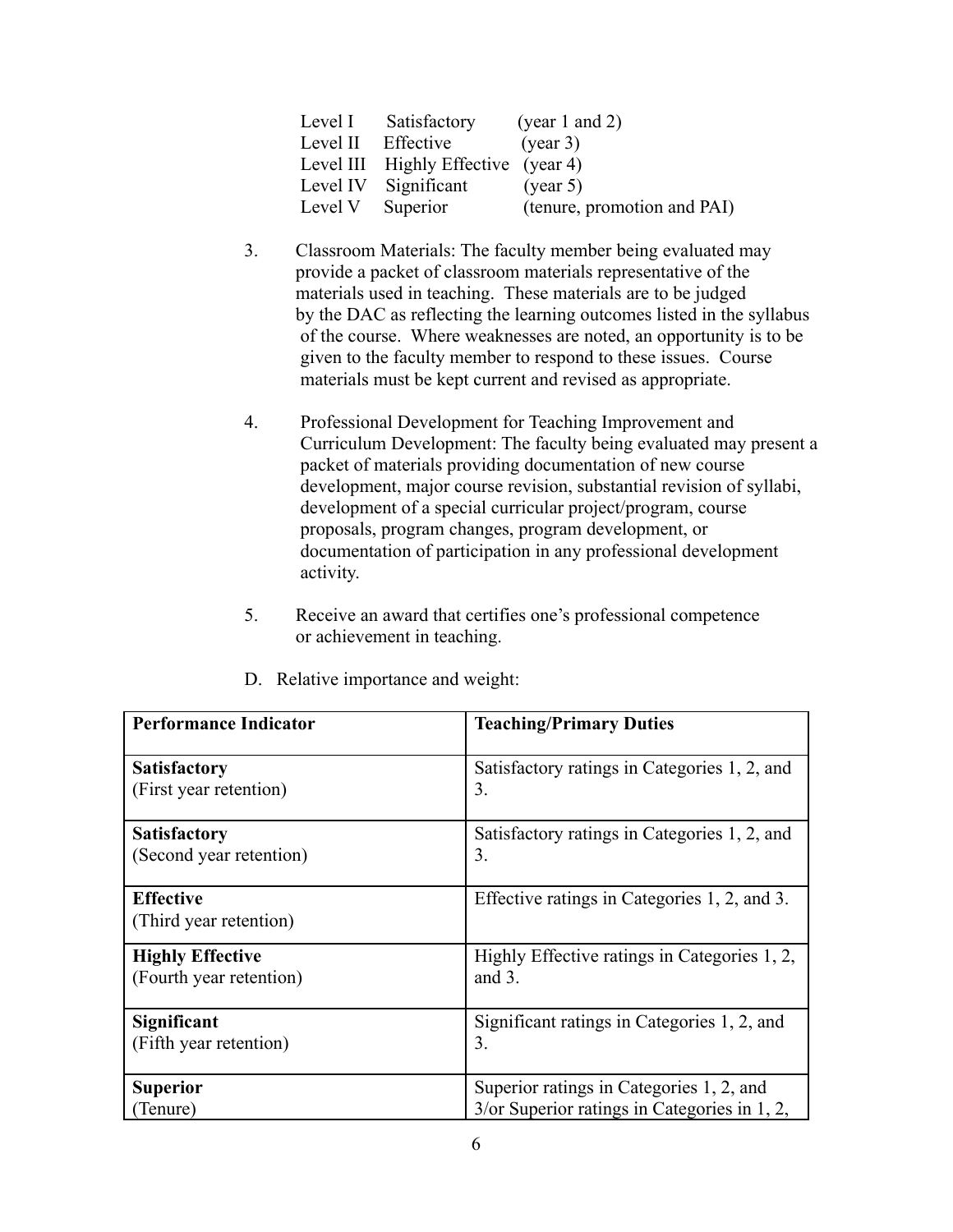| | | |
|---|---|---|
| Level I | Satisfactory | (year 1 and 2) |
| Level II | Effective | (year 3) |
| Level III | Highly Effective | (year 4) |
| Level IV | Significant | (year 5) |
| Level V | Superior | (tenure, promotion and PAI) |

3. Classroom Materials: The faculty member being evaluated may provide a packet of classroom materials representative of the materials used in teaching. These materials are to be judged by the DAC as reflecting the learning outcomes listed in the syllabus of the course. Where weaknesses are noted, an opportunity is to be given to the faculty member to respond to these issues. Course materials must be kept current and revised as appropriate.

4. Professional Development for Teaching Improvement and Curriculum Development: The faculty being evaluated may present a packet of materials providing documentation of new course development, major course revision, substantial revision of syllabi, development of a special curricular project/program, course proposals, program changes, program development, or documentation of participation in any professional development activity.

5. Receive an award that certifies one's professional competence or achievement in teaching.

D. Relative importance and weight:

| **Performance Indicator** | **Teaching/Primary Duties** |
|---|---|
| **Satisfactory**<br>(First year retention) | Satisfactory ratings in Categories 1, 2, and 3. |
| **Satisfactory**<br>(Second year retention) | Satisfactory ratings in Categories 1, 2, and 3. |
| **Effective**<br>(Third year retention) | Effective ratings in Categories 1, 2, and 3. |
| **Highly Effective**<br>(Fourth year retention) | Highly Effective ratings in Categories 1, 2, and 3. |
| **Significant**<br>(Fifth year retention) | Significant ratings in Categories 1, 2, and 3. |
| **Superior**<br>(Tenure) | Superior ratings in Categories 1, 2, and 3/or Superior ratings in Categories in 1, 2, |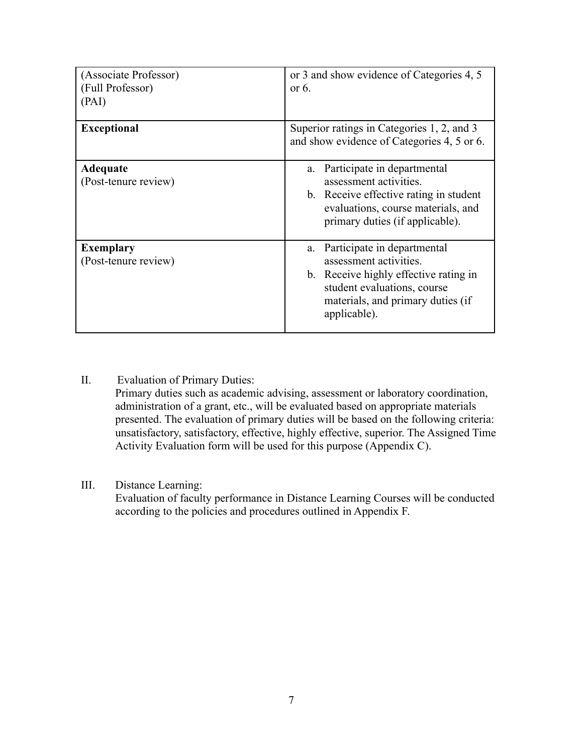| | |
|---|---|
| (Associate Professor)<br>(Full Professor)<br>(PAI) | or 3 and show evidence of Categories 4, 5 or 6. |
| **Exceptional** | Superior ratings in Categories 1, 2, and 3 and show evidence of Categories 4, 5 or 6. |
| **Adequate**<br>(Post-tenure review) | a. Participate in departmental assessment activities.<br>b. Receive effective rating in student evaluations, course materials, and primary duties (if applicable). |
| **Exemplary**<br>(Post-tenure review) | a. Participate in departmental assessment activities.<br>b. Receive highly effective rating in student evaluations, course materials, and primary duties (if applicable). |

II. Evaluation of Primary Duties:
Primary duties such as academic advising, assessment or laboratory coordination, administration of a grant, etc., will be evaluated based on appropriate materials presented. The evaluation of primary duties will be based on the following criteria: unsatisfactory, satisfactory, effective, highly effective, superior. The Assigned Time Activity Evaluation form will be used for this purpose (Appendix C).

III. Distance Learning:
Evaluation of faculty performance in Distance Learning Courses will be conducted according to the policies and procedures outlined in Appendix F.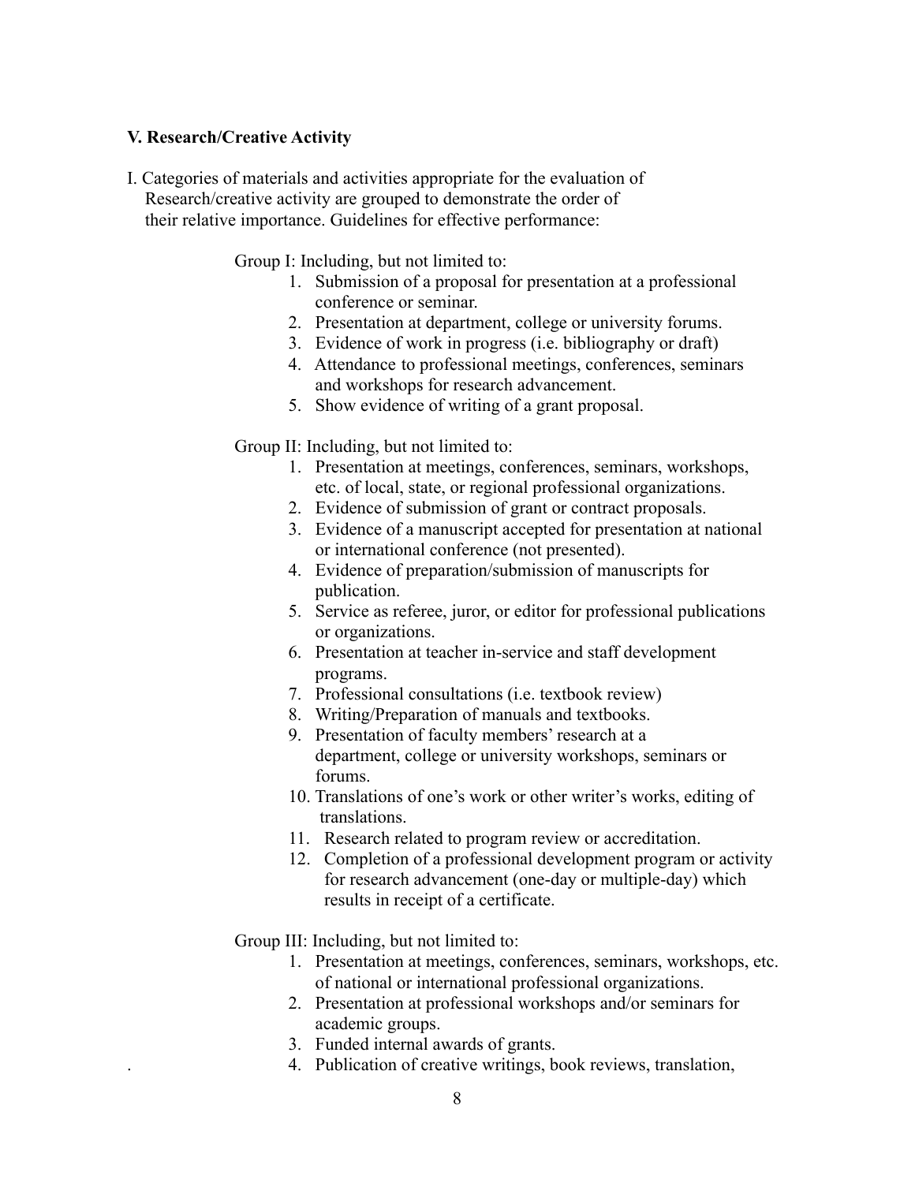**V. Research/Creative Activity**

I. Categories of materials and activities appropriate for the evaluation of Research/creative activity are grouped to demonstrate the order of their relative importance. Guidelines for effective performance:

Group I: Including, but not limited to:

1. Submission of a proposal for presentation at a professional conference or seminar.
2. Presentation at department, college or university forums.
3. Evidence of work in progress (i.e. bibliography or draft)
4. Attendance to professional meetings, conferences, seminars and workshops for research advancement.
5. Show evidence of writing of a grant proposal.

Group II: Including, but not limited to:

1. Presentation at meetings, conferences, seminars, workshops, etc. of local, state, or regional professional organizations.
2. Evidence of submission of grant or contract proposals.
3. Evidence of a manuscript accepted for presentation at national or international conference (not presented).
4. Evidence of preparation/submission of manuscripts for publication.
5. Service as referee, juror, or editor for professional publications or organizations.
6. Presentation at teacher in-service and staff development programs.
7. Professional consultations (i.e. textbook review)
8. Writing/Preparation of manuals and textbooks.
9. Presentation of faculty members' research at a department, college or university workshops, seminars or forums.
10. Translations of one's work or other writer's works, editing of translations.
11. Research related to program review or accreditation.
12. Completion of a professional development program or activity for research advancement (one-day or multiple-day) which results in receipt of a certificate.

Group III: Including, but not limited to:

1. Presentation at meetings, conferences, seminars, workshops, etc. of national or international professional organizations.
2. Presentation at professional workshops and/or seminars for academic groups.
3. Funded internal awards of grants.
4. Publication of creative writings, book reviews, translation,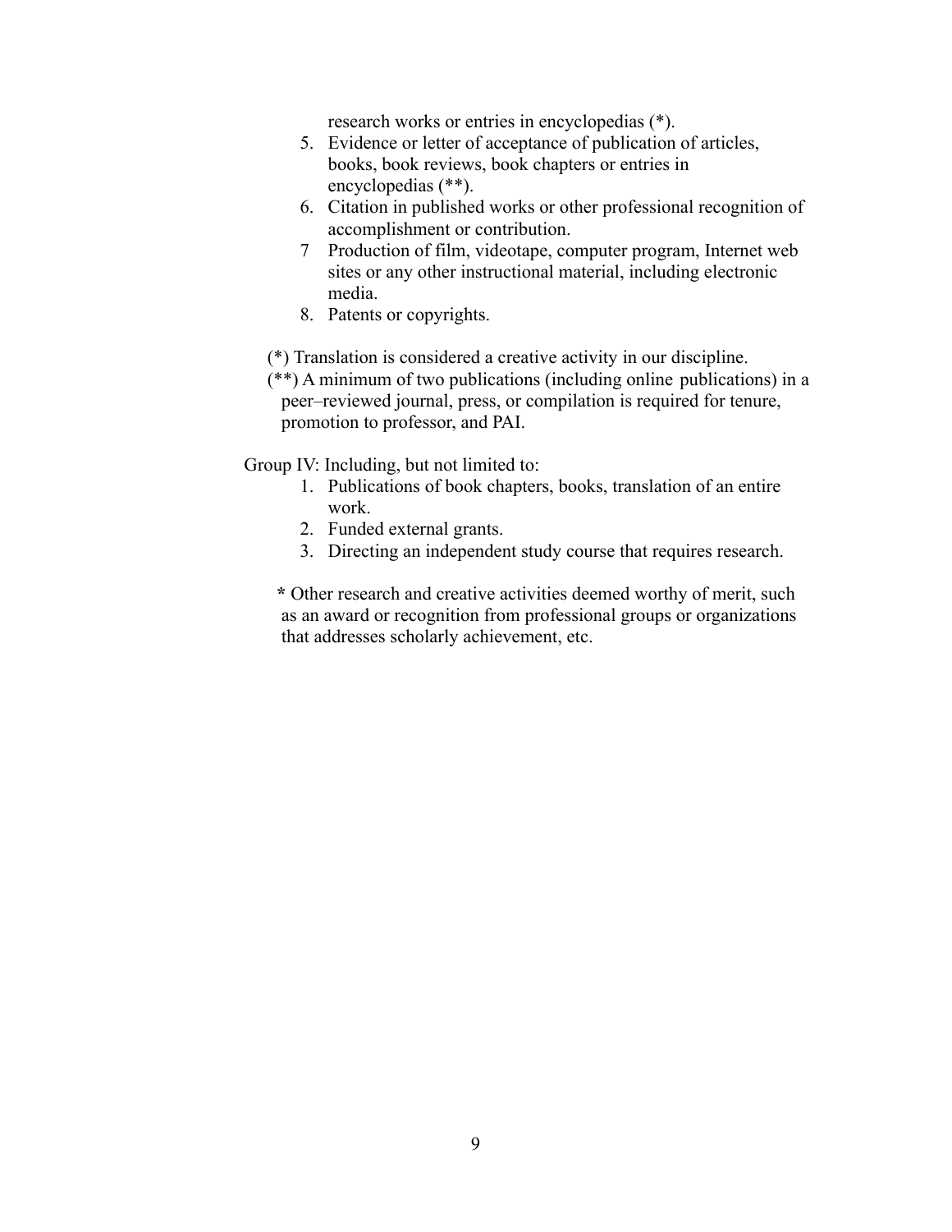research works or entries in encyclopedias (*).

5. Evidence or letter of acceptance of publication of articles, books, book reviews, book chapters or entries in encyclopedias (**).
6. Citation in published works or other professional recognition of accomplishment or contribution.
7. Production of film, videotape, computer program, Internet web sites or any other instructional material, including electronic media.
8. Patents or copyrights.

(*) Translation is considered a creative activity in our discipline.

(**) A minimum of two publications (including online publications) in a peer–reviewed journal, press, or compilation is required for tenure, promotion to professor, and PAI.

Group IV: Including, but not limited to:

1. Publications of book chapters, books, translation of an entire work.
2. Funded external grants.
3. Directing an independent study course that requires research.

**\*** Other research and creative activities deemed worthy of merit, such as an award or recognition from professional groups or organizations that addresses scholarly achievement, etc.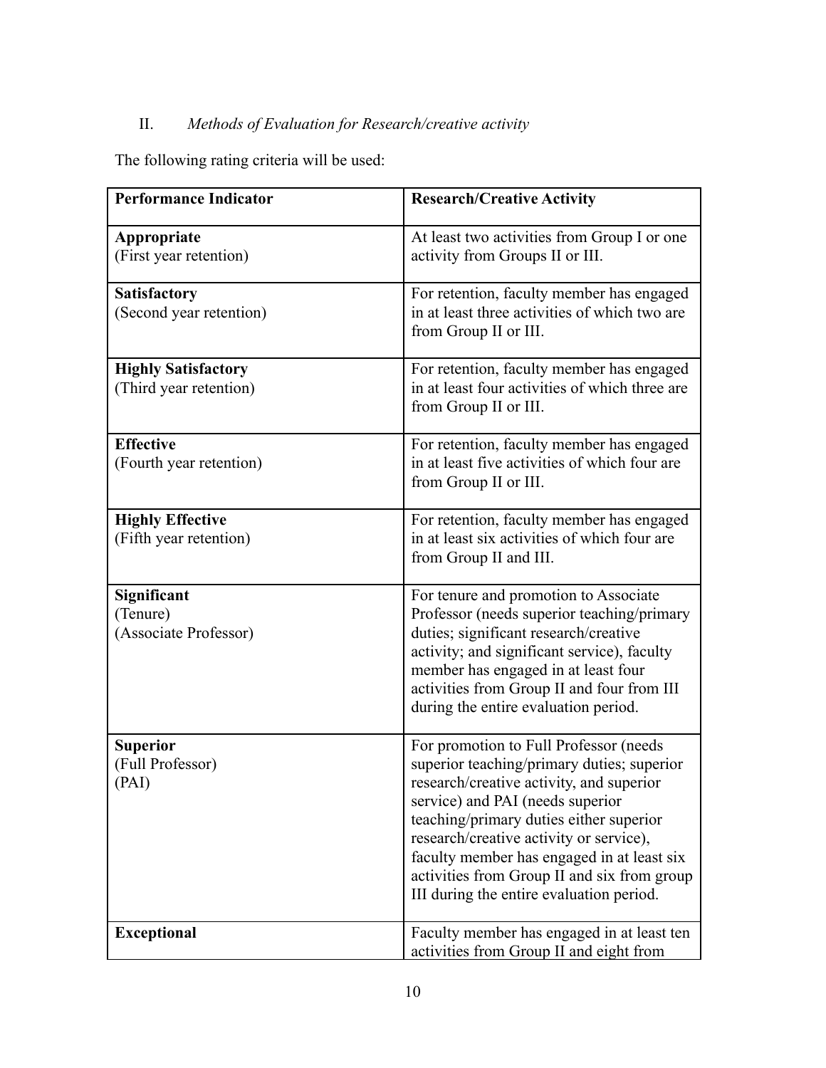II. *Methods of Evaluation for Research/creative activity*

The following rating criteria will be used:

| Performance Indicator | Research/Creative Activity |
|---|---|
| **Appropriate**<br>(First year retention) | At least two activities from Group I or one activity from Groups II or III. |
| **Satisfactory**<br>(Second year retention) | For retention, faculty member has engaged in at least three activities of which two are from Group II or III. |
| **Highly Satisfactory**<br>(Third year retention) | For retention, faculty member has engaged in at least four activities of which three are from Group II or III. |
| **Effective**<br>(Fourth year retention) | For retention, faculty member has engaged in at least five activities of which four are from Group II or III. |
| **Highly Effective**<br>(Fifth year retention) | For retention, faculty member has engaged in at least six activities of which four are from Group II and III. |
| **Significant**<br>(Tenure)<br>(Associate Professor) | For tenure and promotion to Associate Professor (needs superior teaching/primary duties; significant research/creative activity; and significant service), faculty member has engaged in at least four activities from Group II and four from III during the entire evaluation period. |
| **Superior**<br>(Full Professor)<br>(PAI) | For promotion to Full Professor (needs superior teaching/primary duties; superior research/creative activity, and superior service) and PAI (needs superior teaching/primary duties either superior research/creative activity or service), faculty member has engaged in at least six activities from Group II and six from group III during the entire evaluation period. |
| **Exceptional** | Faculty member has engaged in at least ten activities from Group II and eight from |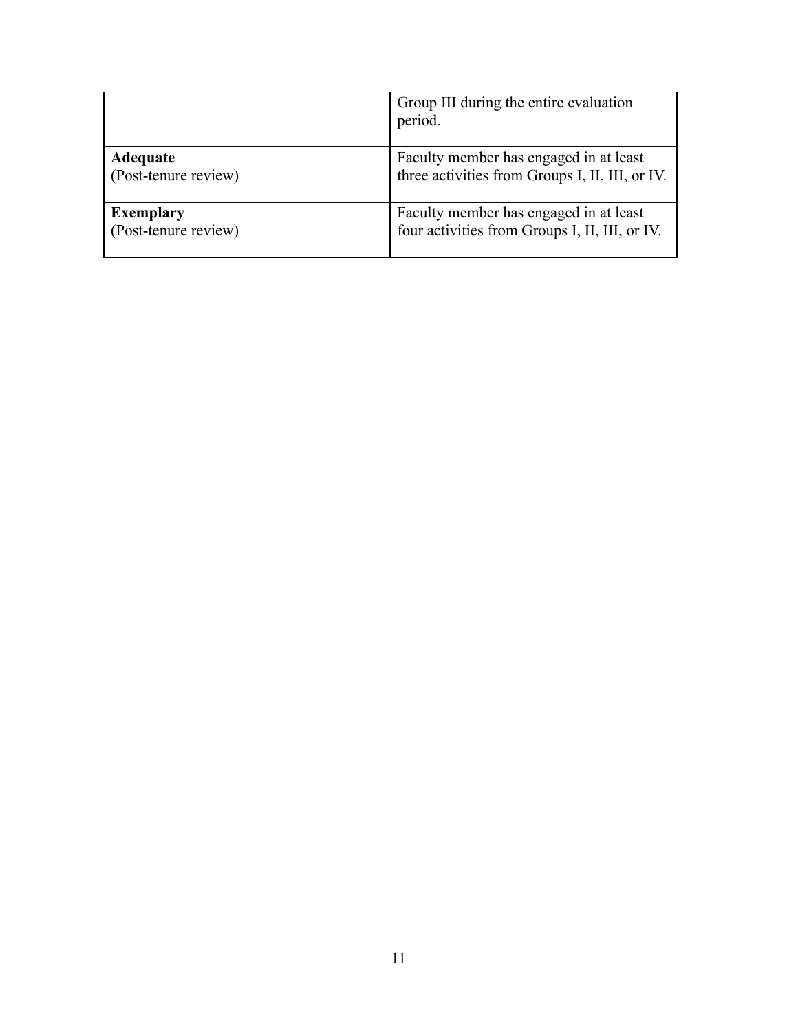| | |
|---|---|
| | Group III during the entire evaluation period. |
| **Adequate** (Post-tenure review) | Faculty member has engaged in at least three activities from Groups I, II, III, or IV. |
| **Exemplary** (Post-tenure review) | Faculty member has engaged in at least four activities from Groups I, II, III, or IV. |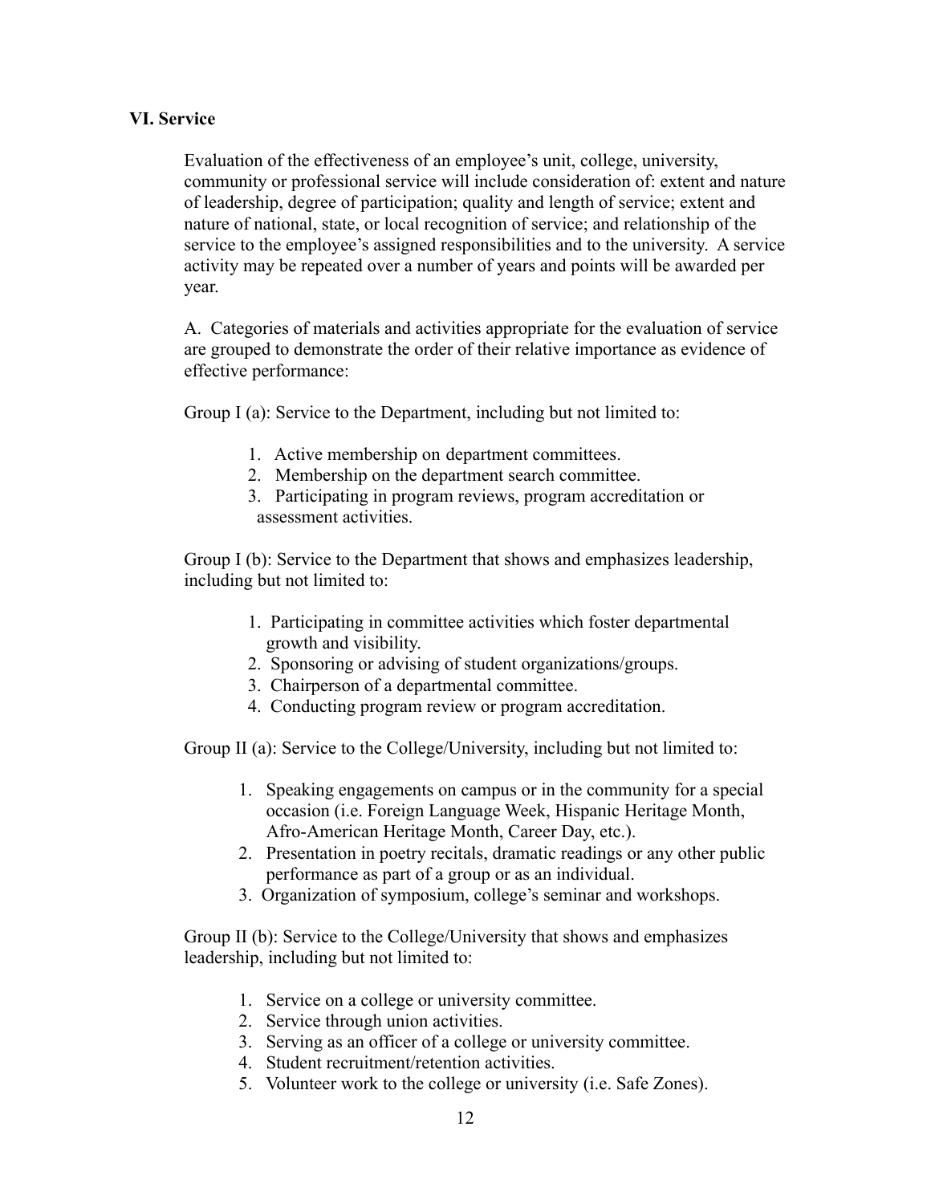## VI. Service

Evaluation of the effectiveness of an employee's unit, college, university, community or professional service will include consideration of: extent and nature of leadership, degree of participation; quality and length of service; extent and nature of national, state, or local recognition of service; and relationship of the service to the employee's assigned responsibilities and to the university. A service activity may be repeated over a number of years and points will be awarded per year.

A. Categories of materials and activities appropriate for the evaluation of service are grouped to demonstrate the order of their relative importance as evidence of effective performance:

Group I (a): Service to the Department, including but not limited to:

1. Active membership on department committees.
2. Membership on the department search committee.
3. Participating in program reviews, program accreditation or assessment activities.

Group I (b): Service to the Department that shows and emphasizes leadership, including but not limited to:

1. Participating in committee activities which foster departmental growth and visibility.
2. Sponsoring or advising of student organizations/groups.
3. Chairperson of a departmental committee.
4. Conducting program review or program accreditation.

Group II (a): Service to the College/University, including but not limited to:

1. Speaking engagements on campus or in the community for a special occasion (i.e. Foreign Language Week, Hispanic Heritage Month, Afro-American Heritage Month, Career Day, etc.).
2. Presentation in poetry recitals, dramatic readings or any other public performance as part of a group or as an individual.
3. Organization of symposium, college's seminar and workshops.

Group II (b): Service to the College/University that shows and emphasizes leadership, including but not limited to:

1. Service on a college or university committee.
2. Service through union activities.
3. Serving as an officer of a college or university committee.
4. Student recruitment/retention activities.
5. Volunteer work to the college or university (i.e. Safe Zones).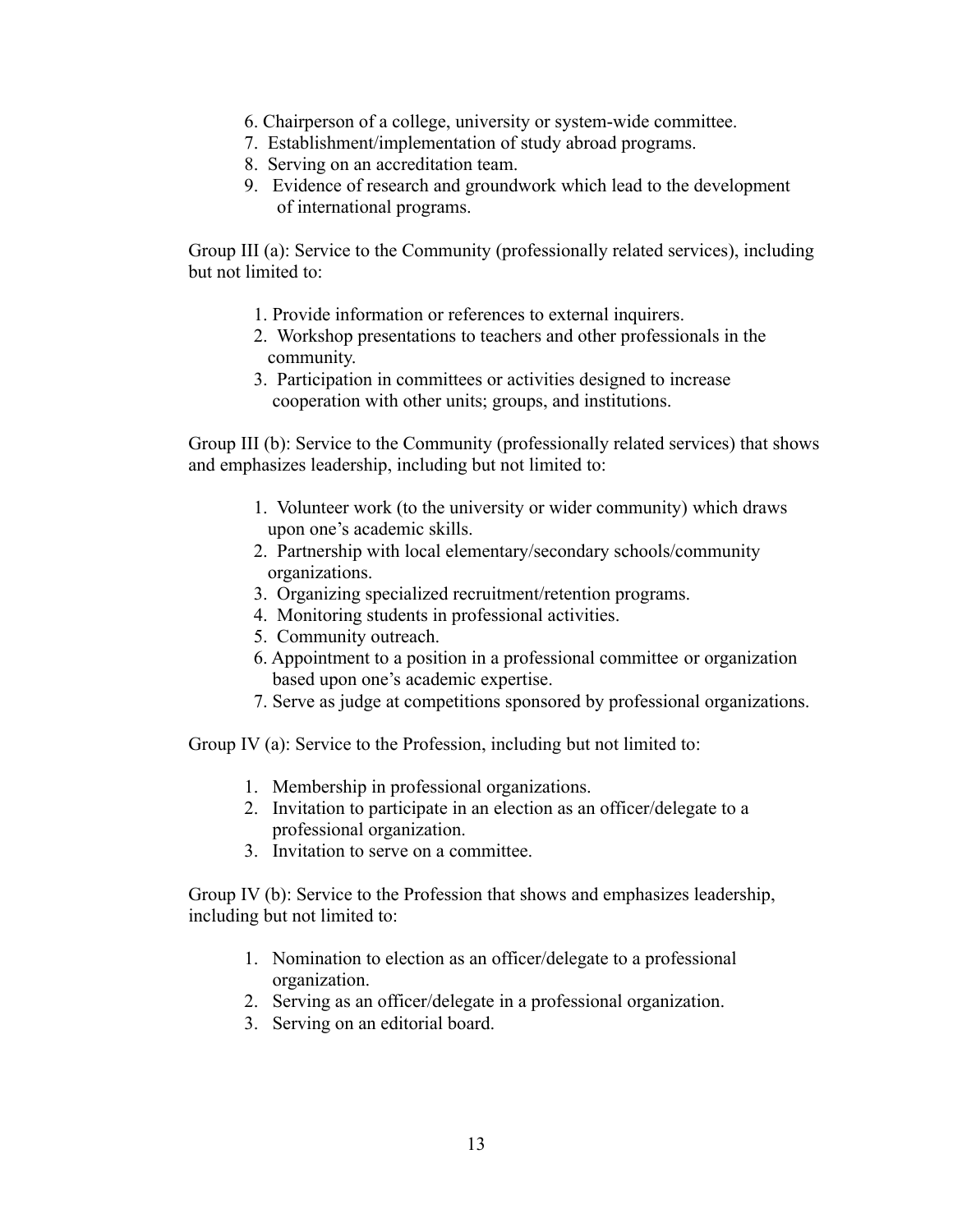6. Chairperson of a college, university or system-wide committee.
7. Establishment/implementation of study abroad programs.
8. Serving on an accreditation team.
9. Evidence of research and groundwork which lead to the development of international programs.

Group III (a): Service to the Community (professionally related services), including but not limited to:

1. Provide information or references to external inquirers.
2. Workshop presentations to teachers and other professionals in the community.
3. Participation in committees or activities designed to increase cooperation with other units; groups, and institutions.

Group III (b): Service to the Community (professionally related services) that shows and emphasizes leadership, including but not limited to:

1. Volunteer work (to the university or wider community) which draws upon one's academic skills.
2. Partnership with local elementary/secondary schools/community organizations.
3. Organizing specialized recruitment/retention programs.
4. Monitoring students in professional activities.
5. Community outreach.
6. Appointment to a position in a professional committee or organization based upon one's academic expertise.
7. Serve as judge at competitions sponsored by professional organizations.

Group IV (a): Service to the Profession, including but not limited to:

1. Membership in professional organizations.
2. Invitation to participate in an election as an officer/delegate to a professional organization.
3. Invitation to serve on a committee.

Group IV (b): Service to the Profession that shows and emphasizes leadership, including but not limited to:

1. Nomination to election as an officer/delegate to a professional organization.
2. Serving as an officer/delegate in a professional organization.
3. Serving on an editorial board.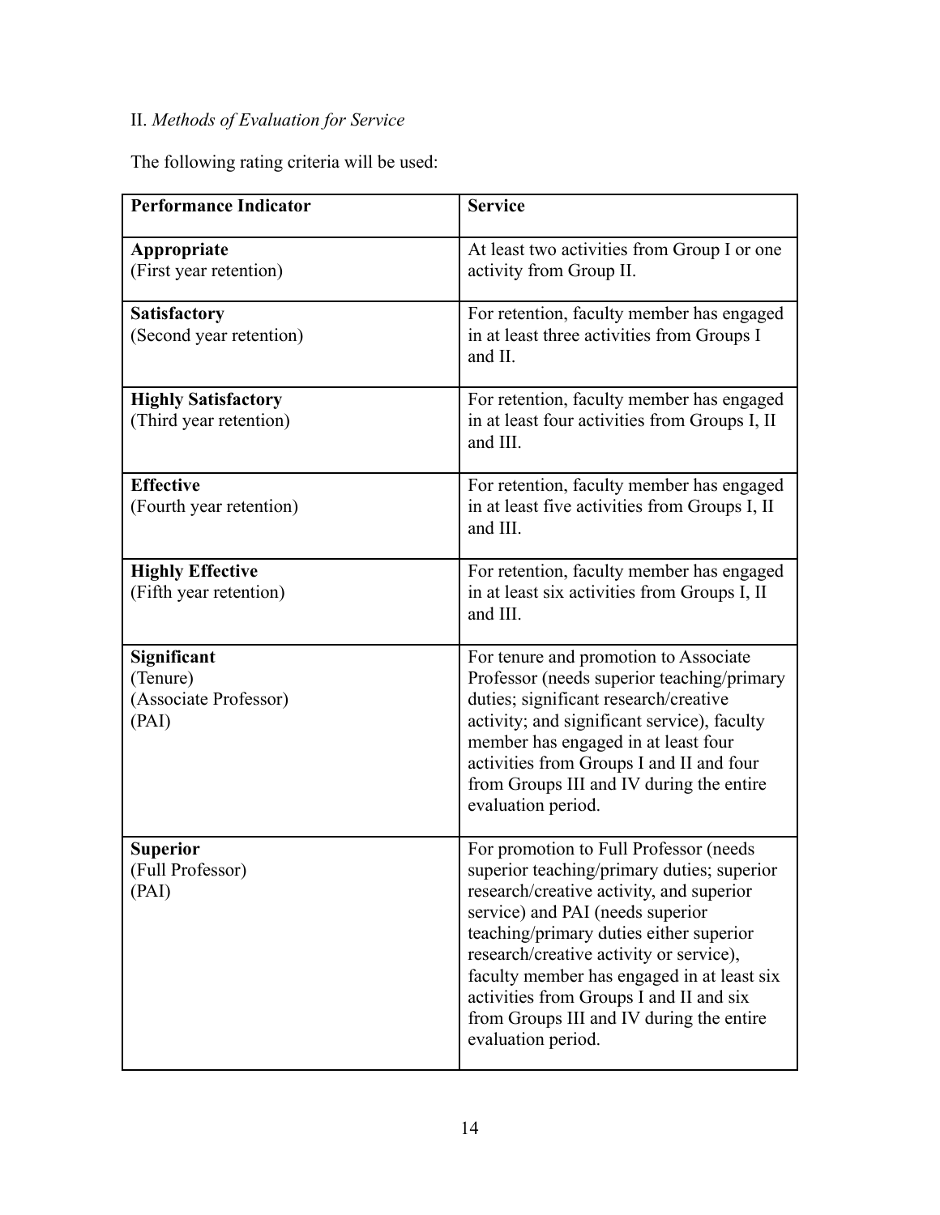II. *Methods of Evaluation for Service*

The following rating criteria will be used:

| Performance Indicator | Service |
|---|---|
| **Appropriate**<br>(First year retention) | At least two activities from Group I or one activity from Group II. |
| **Satisfactory**<br>(Second year retention) | For retention, faculty member has engaged in at least three activities from Groups I and II. |
| **Highly Satisfactory**<br>(Third year retention) | For retention, faculty member has engaged in at least four activities from Groups I, II and III. |
| **Effective**<br>(Fourth year retention) | For retention, faculty member has engaged in at least five activities from Groups I, II and III. |
| **Highly Effective**<br>(Fifth year retention) | For retention, faculty member has engaged in at least six activities from Groups I, II and III. |
| **Significant**<br>(Tenure)<br>(Associate Professor)<br>(PAI) | For tenure and promotion to Associate Professor (needs superior teaching/primary duties; significant research/creative activity; and significant service), faculty member has engaged in at least four activities from Groups I and II and four from Groups III and IV during the entire evaluation period. |
| **Superior**<br>(Full Professor)<br>(PAI) | For promotion to Full Professor (needs superior teaching/primary duties; superior research/creative activity, and superior service) and PAI (needs superior teaching/primary duties either superior research/creative activity or service), faculty member has engaged in at least six activities from Groups I and II and six from Groups III and IV during the entire evaluation period. |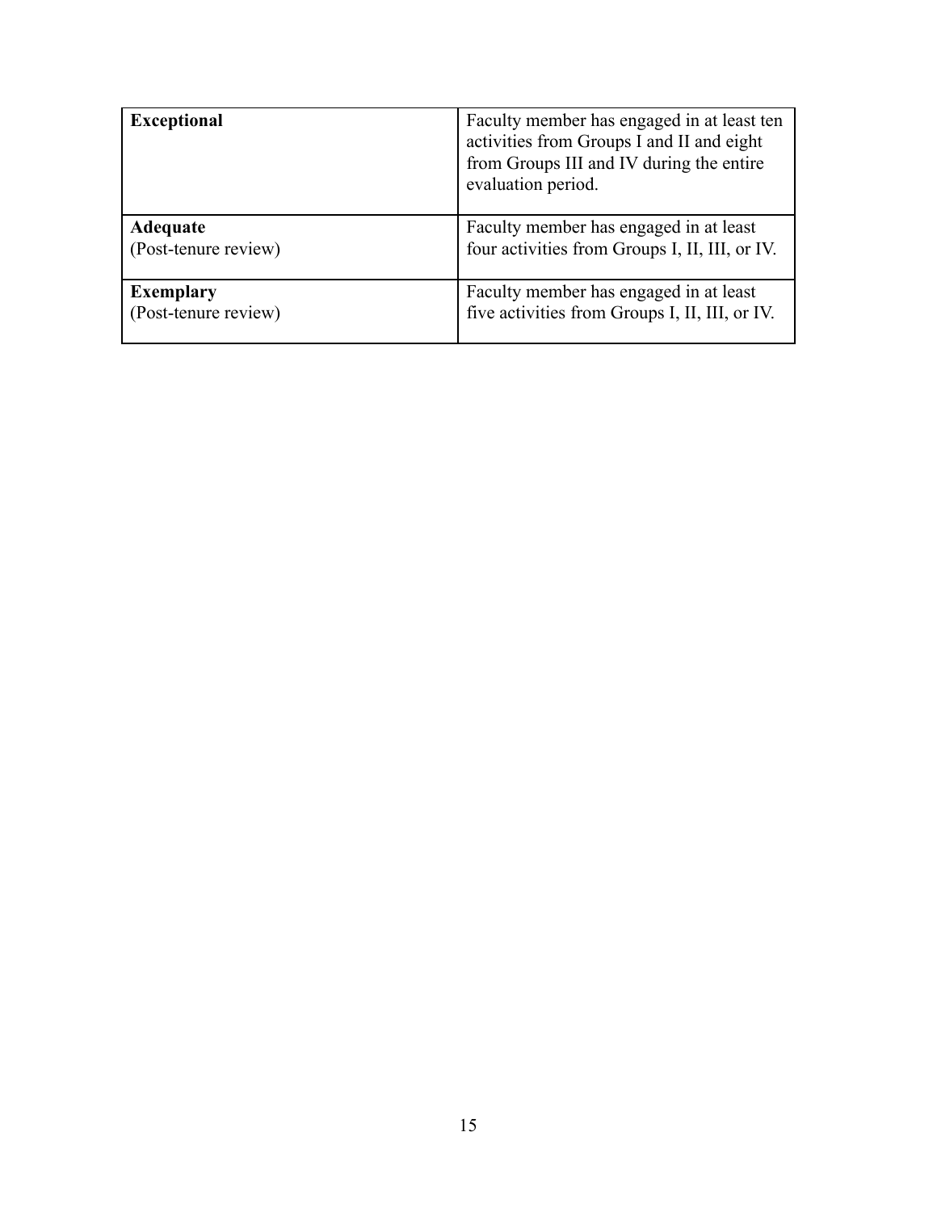| | |
|---|---|
| **Exceptional** | Faculty member has engaged in at least ten activities from Groups I and II and eight from Groups III and IV during the entire evaluation period. |
| **Adequate** (Post-tenure review) | Faculty member has engaged in at least four activities from Groups I, II, III, or IV. |
| **Exemplary** (Post-tenure review) | Faculty member has engaged in at least five activities from Groups I, II, III, or IV. |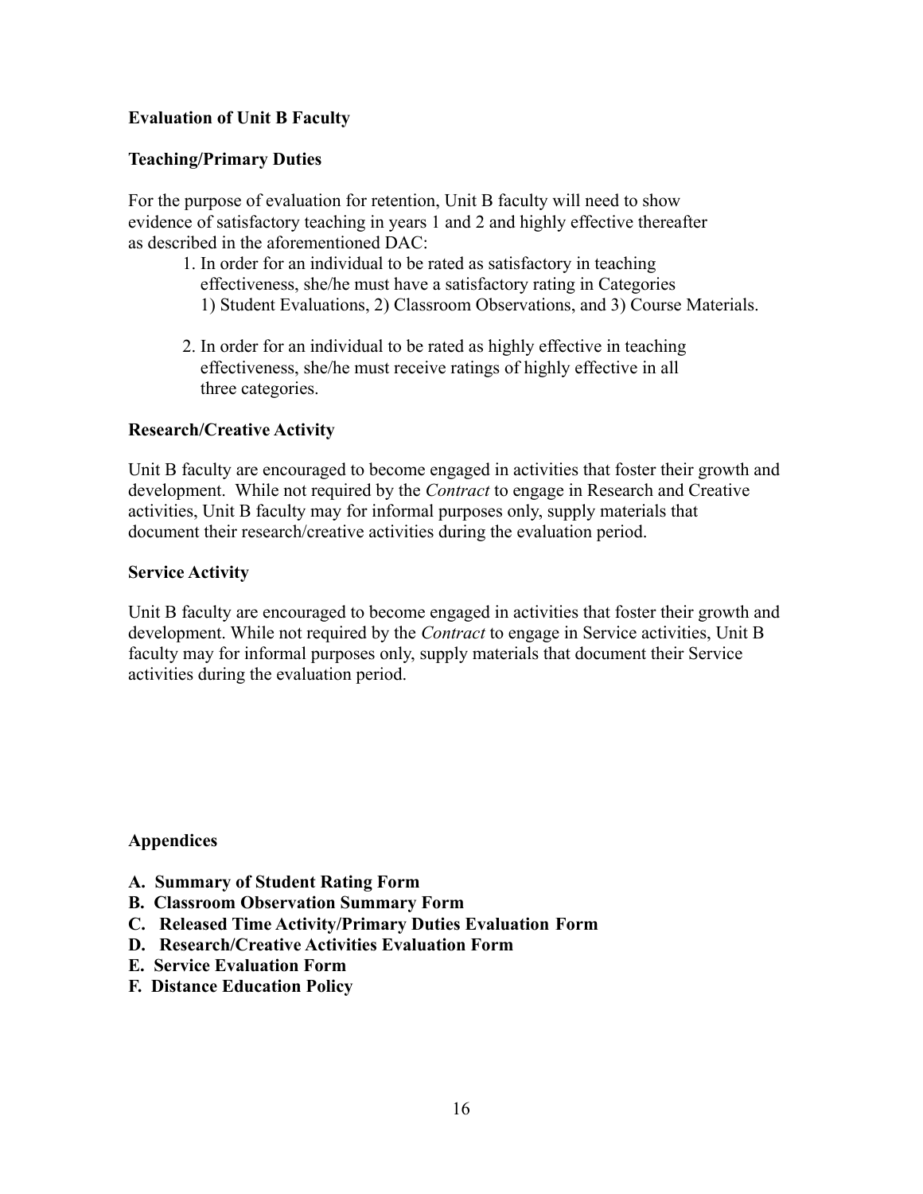**Evaluation of Unit B Faculty**

**Teaching/Primary Duties**

For the purpose of evaluation for retention, Unit B faculty will need to show evidence of satisfactory teaching in years 1 and 2 and highly effective thereafter as described in the aforementioned DAC:

1. In order for an individual to be rated as satisfactory in teaching effectiveness, she/he must have a satisfactory rating in Categories 1) Student Evaluations, 2) Classroom Observations, and 3) Course Materials.

2. In order for an individual to be rated as highly effective in teaching effectiveness, she/he must receive ratings of highly effective in all three categories.

**Research/Creative Activity**

Unit B faculty are encouraged to become engaged in activities that foster their growth and development. While not required by the *Contract* to engage in Research and Creative activities, Unit B faculty may for informal purposes only, supply materials that document their research/creative activities during the evaluation period.

**Service Activity**

Unit B faculty are encouraged to become engaged in activities that foster their growth and development. While not required by the *Contract* to engage in Service activities, Unit B faculty may for informal purposes only, supply materials that document their Service activities during the evaluation period.

**Appendices**

**A. Summary of Student Rating Form**
**B. Classroom Observation Summary Form**
**C. Released Time Activity/Primary Duties Evaluation Form**
**D. Research/Creative Activities Evaluation Form**
**E. Service Evaluation Form**
**F. Distance Education Policy**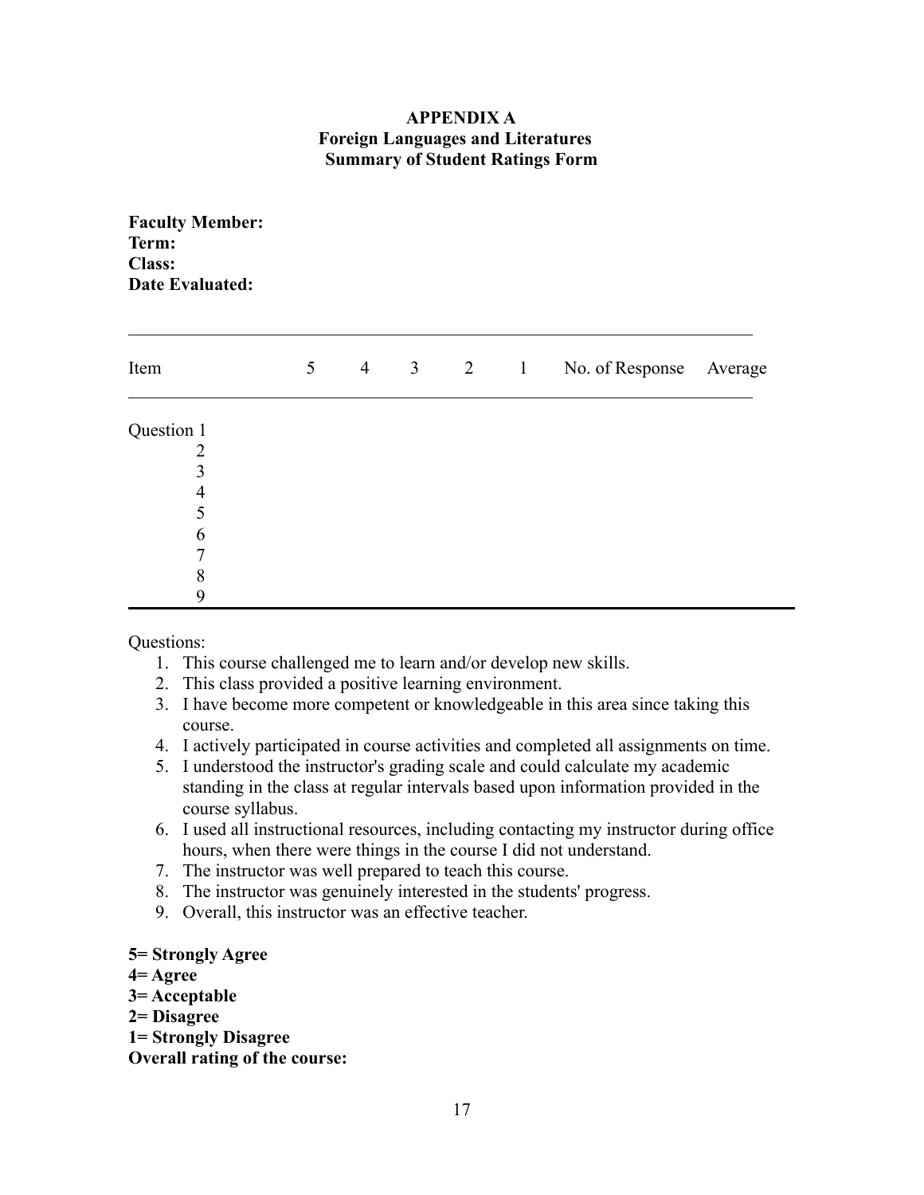# APPENDIX A
## Foreign Languages and Literatures
## Summary of Student Ratings Form

**Faculty Member:**
**Term:**
**Class:**
**Date Evaluated:**

| Item | 5 | 4 | 3 | 2 | 1 | No. of Response | Average |
|---|---|---|---|---|---|---|---|
| Question 1 | | | | | | | |
| 2 | | | | | | | |
| 3 | | | | | | | |
| 4 | | | | | | | |
| 5 | | | | | | | |
| 6 | | | | | | | |
| 7 | | | | | | | |
| 8 | | | | | | | |
| 9 | | | | | | | |

Questions:

1. This course challenged me to learn and/or develop new skills.
2. This class provided a positive learning environment.
3. I have become more competent or knowledgeable in this area since taking this course.
4. I actively participated in course activities and completed all assignments on time.
5. I understood the instructor's grading scale and could calculate my academic standing in the class at regular intervals based upon information provided in the course syllabus.
6. I used all instructional resources, including contacting my instructor during office hours, when there were things in the course I did not understand.
7. The instructor was well prepared to teach this course.
8. The instructor was genuinely interested in the students' progress.
9. Overall, this instructor was an effective teacher.

**5= Strongly Agree**
**4= Agree**
**3= Acceptable**
**2= Disagree**
**1= Strongly Disagree**
**Overall rating of the course:**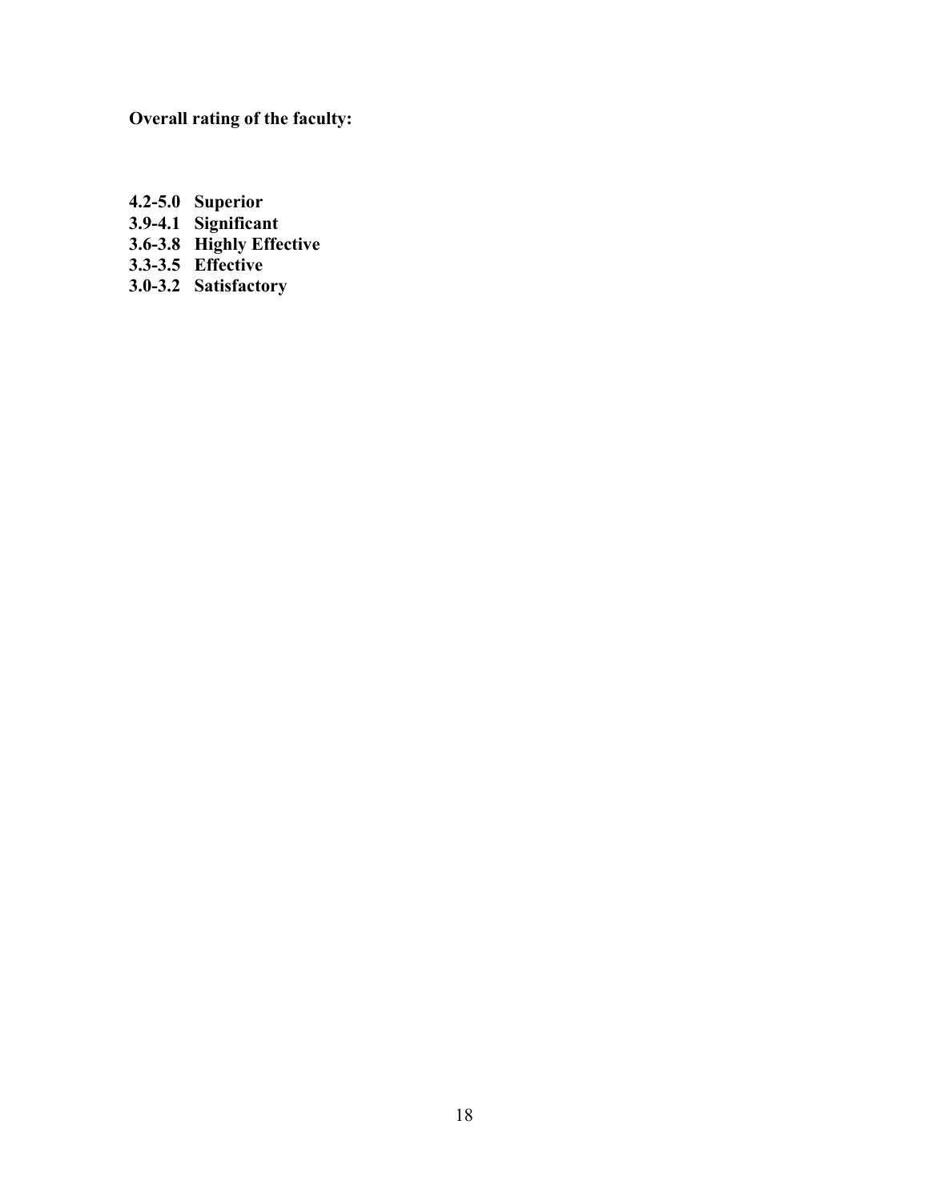**Overall rating of the faculty:**

**4.2-5.0 Superior**
**3.9-4.1 Significant**
**3.6-3.8 Highly Effective**
**3.3-3.5 Effective**
**3.0-3.2 Satisfactory**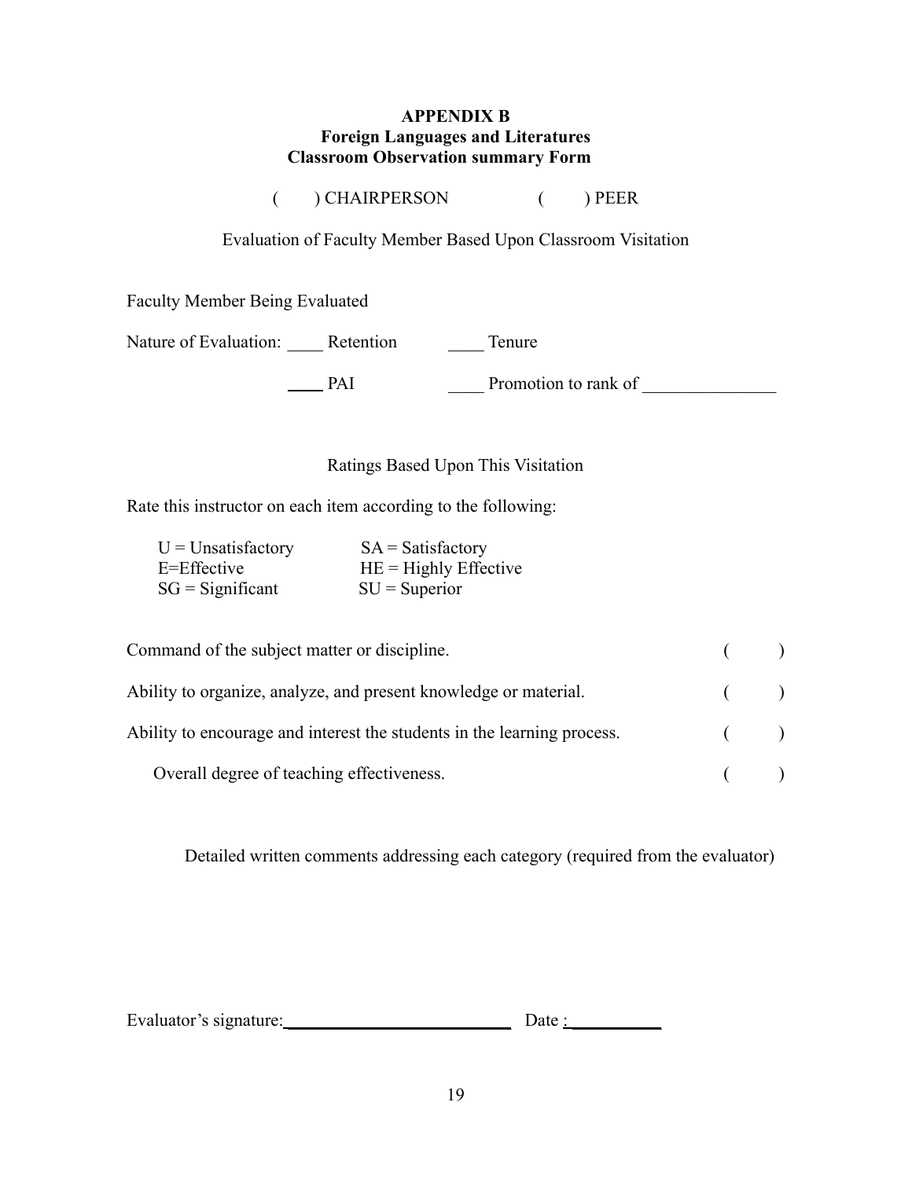**APPENDIX B**
**Foreign Languages and Literatures**
**Classroom Observation summary Form**

(   ) CHAIRPERSON          (   ) PEER

Evaluation of Faculty Member Based Upon Classroom Visitation

Faculty Member Being Evaluated

Nature of Evaluation: ____ Retention          ____ Tenure

____ PAI          ____ Promotion to rank of _______________

Ratings Based Upon This Visitation

Rate this instructor on each item according to the following:

U = Unsatisfactory          SA = Satisfactory
E=Effective          HE = Highly Effective
SG = Significant          SU = Superior

Command of the subject matter or discipline. (   )

Ability to organize, analyze, and present knowledge or material. (   )

Ability to encourage and interest the students in the learning process. (   )

Overall degree of teaching effectiveness. (   )

Detailed written comments addressing each category (required from the evaluator)

Evaluator's signature:__________________________ Date :___________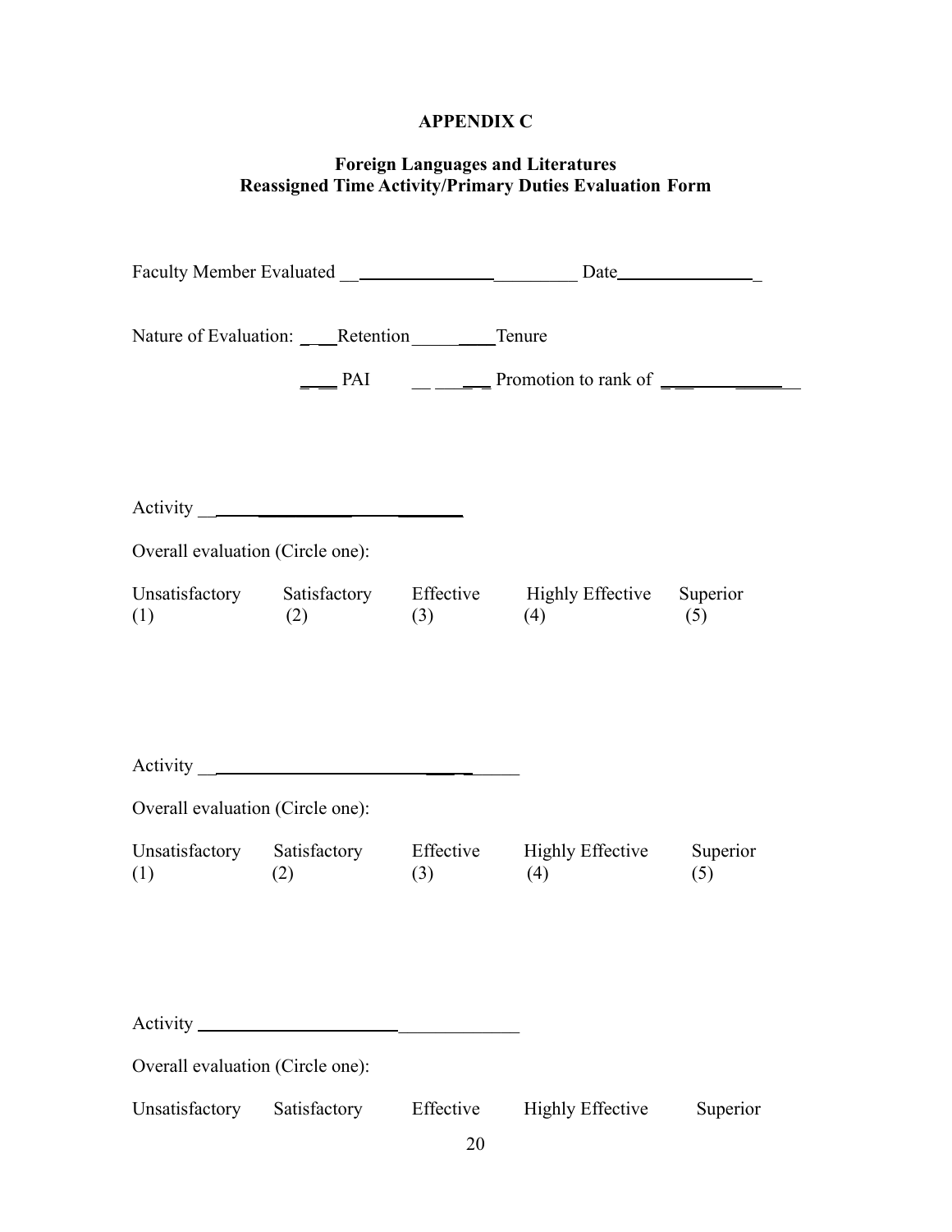**APPENDIX C**

**Foreign Languages and Literatures**
**Reassigned Time Activity/Primary Duties Evaluation Form**

Faculty Member Evaluated ____________________________ Date_______________

Nature of Evaluation: ___Retention _________Tenure

___ PAI ________ Promotion to rank of ______________

Activity ______________________________

Overall evaluation (Circle one):

| Unsatisfactory | Satisfactory | Effective | Highly Effective | Superior |
|---|---|---|---|---|
| (1) | (2) | (3) | (4) | (5) |

Activity ______________________________

Overall evaluation (Circle one):

| Unsatisfactory | Satisfactory | Effective | Highly Effective | Superior |
|---|---|---|---|---|
| (1) | (2) | (3) | (4) | (5) |

Activity ______________________________

Overall evaluation (Circle one):

| Unsatisfactory | Satisfactory | Effective | Highly Effective | Superior |
|---|---|---|---|---|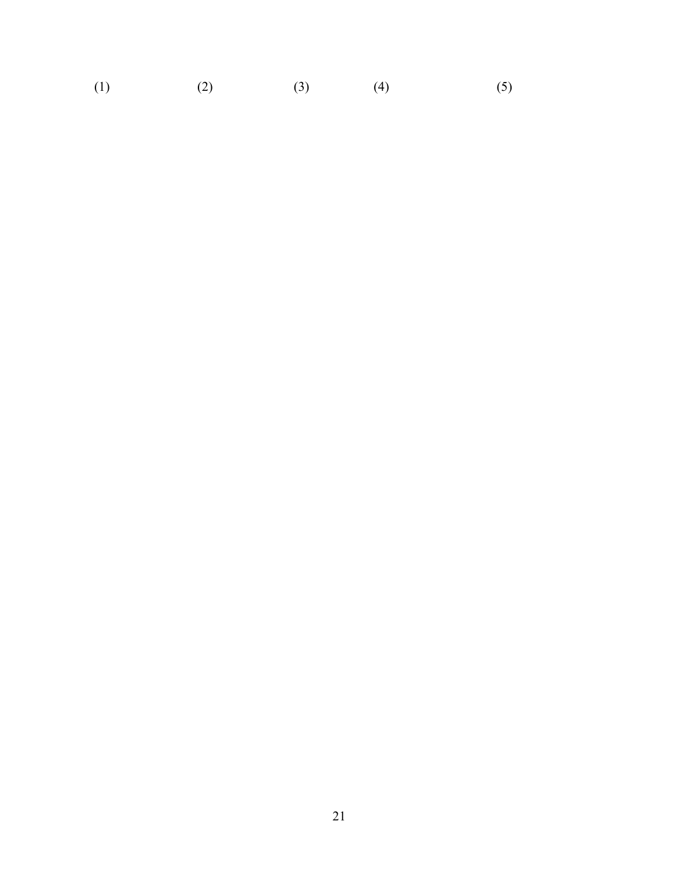(1) (2) (3) (4) (5)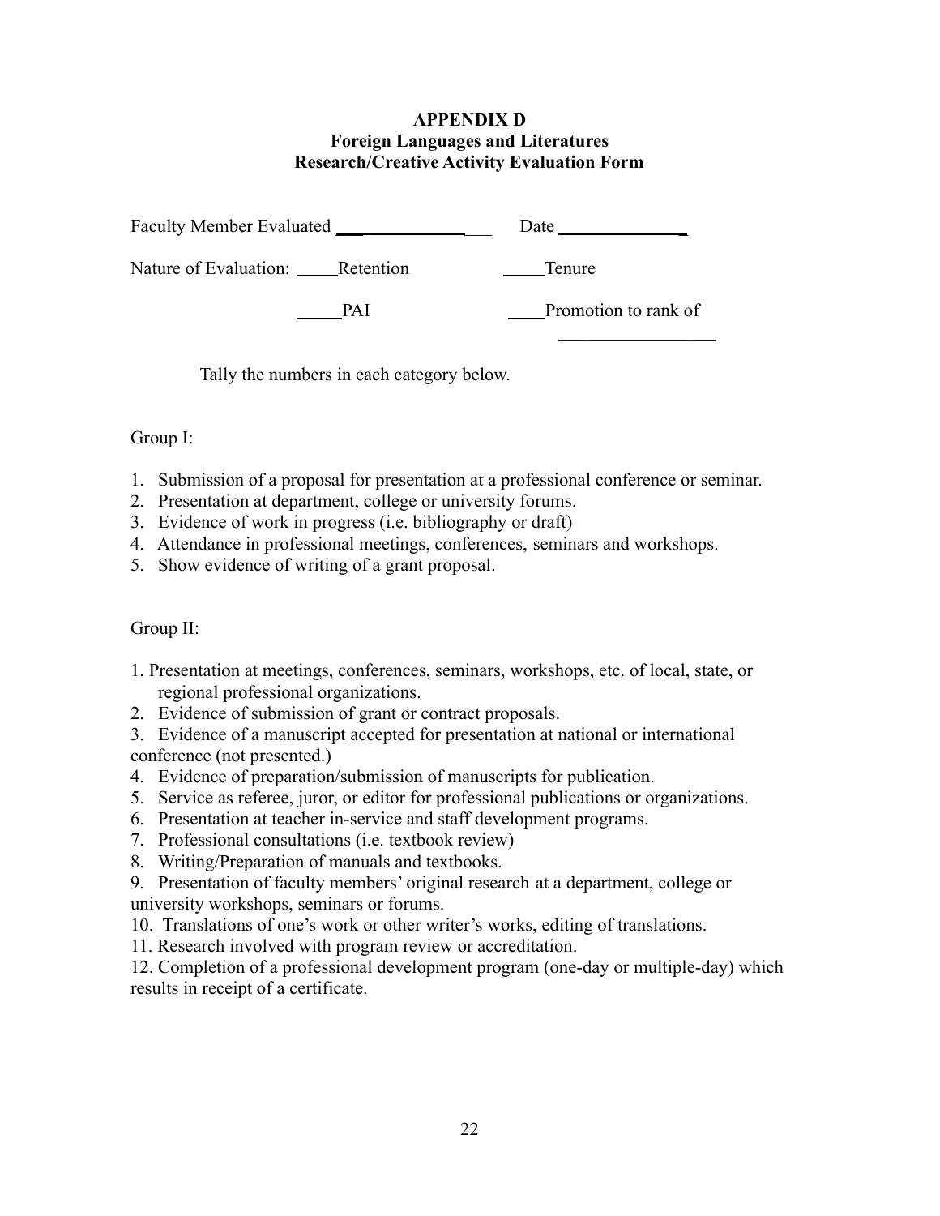**APPENDIX D**
**Foreign Languages and Literatures**
**Research/Creative Activity Evaluation Form**

Faculty Member Evaluated ____________________ Date ______________

Nature of Evaluation: _____Retention _____Tenure

_____PAI ____Promotion to rank of ___________________

Tally the numbers in each category below.

Group I:

1. Submission of a proposal for presentation at a professional conference or seminar.
2. Presentation at department, college or university forums.
3. Evidence of work in progress (i.e. bibliography or draft)
4. Attendance in professional meetings, conferences, seminars and workshops.
5. Show evidence of writing of a grant proposal.

Group II:

1. Presentation at meetings, conferences, seminars, workshops, etc. of local, state, or regional professional organizations.
2. Evidence of submission of grant or contract proposals.
3. Evidence of a manuscript accepted for presentation at national or international conference (not presented.)
4. Evidence of preparation/submission of manuscripts for publication.
5. Service as referee, juror, or editor for professional publications or organizations.
6. Presentation at teacher in-service and staff development programs.
7. Professional consultations (i.e. textbook review)
8. Writing/Preparation of manuals and textbooks.
9. Presentation of faculty members' original research at a department, college or university workshops, seminars or forums.
10. Translations of one's work or other writer's works, editing of translations.
11. Research involved with program review or accreditation.
12. Completion of a professional development program (one-day or multiple-day) which results in receipt of a certificate.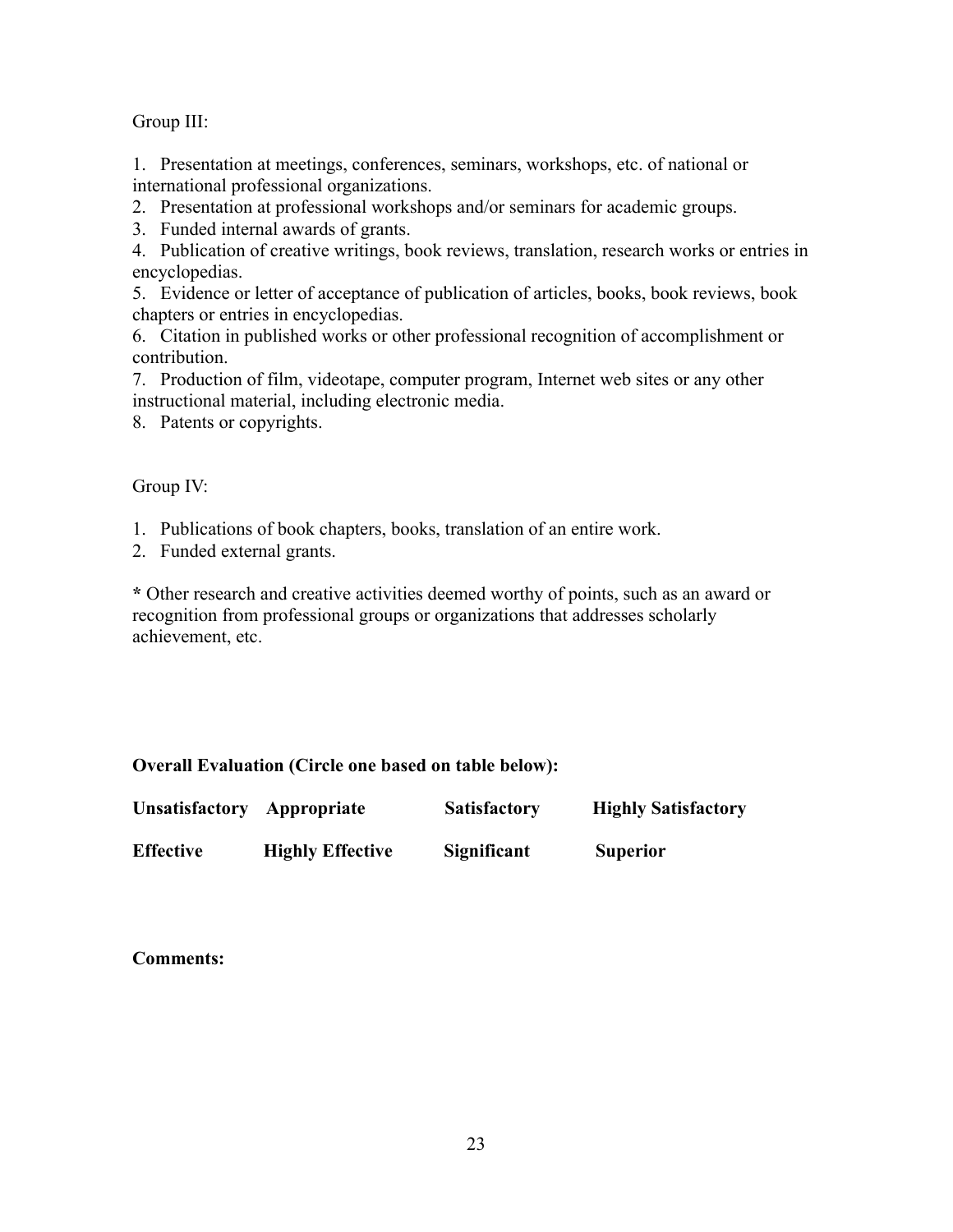Group III:

1. Presentation at meetings, conferences, seminars, workshops, etc. of national or international professional organizations.
2. Presentation at professional workshops and/or seminars for academic groups.
3. Funded internal awards of grants.
4. Publication of creative writings, book reviews, translation, research works or entries in encyclopedias.
5. Evidence or letter of acceptance of publication of articles, books, book reviews, book chapters or entries in encyclopedias.
6. Citation in published works or other professional recognition of accomplishment or contribution.
7. Production of film, videotape, computer program, Internet web sites or any other instructional material, including electronic media.
8. Patents or copyrights.

Group IV:

1. Publications of book chapters, books, translation of an entire work.
2. Funded external grants.

**\*** Other research and creative activities deemed worthy of points, such as an award or recognition from professional groups or organizations that addresses scholarly achievement, etc.

**Overall Evaluation (Circle one based on table below):**

| | | | |
|---|---|---|---|
| **Unsatisfactory** | **Appropriate** | **Satisfactory** | **Highly Satisfactory** |
| **Effective** | **Highly Effective** | **Significant** | **Superior** |

**Comments:**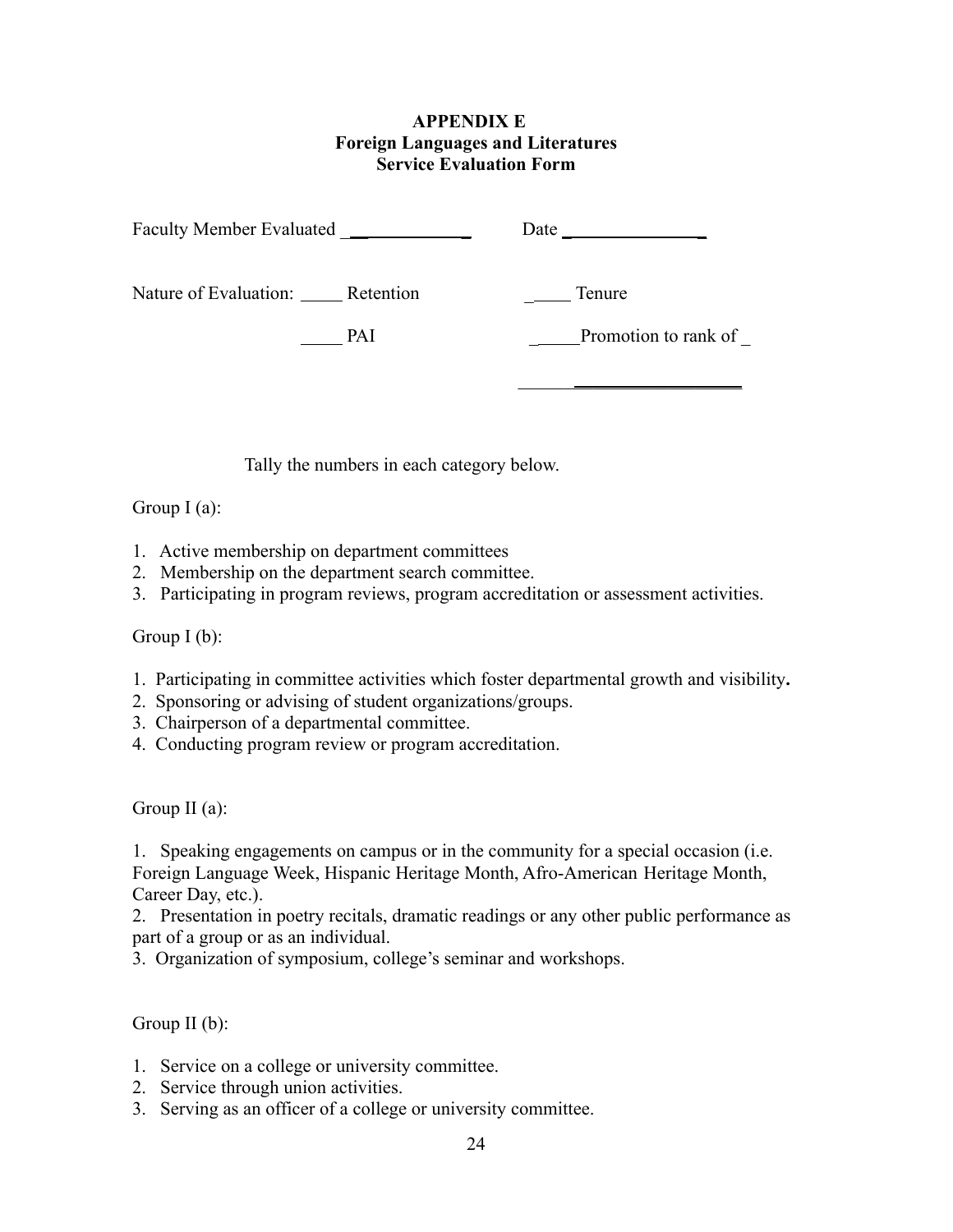**APPENDIX E**
**Foreign Languages and Literatures**
**Service Evaluation Form**

Faculty Member Evaluated ________________ Date _________________

Nature of Evaluation: _____ Retention _____ Tenure

_____ PAI _____Promotion to rank of _

_________________________

Tally the numbers in each category below.

Group I (a):

1. Active membership on department committees
2. Membership on the department search committee.
3. Participating in program reviews, program accreditation or assessment activities.

Group I (b):

1. Participating in committee activities which foster departmental growth and visibility**.**
2. Sponsoring or advising of student organizations/groups.
3. Chairperson of a departmental committee.
4. Conducting program review or program accreditation.

Group II (a):

1. Speaking engagements on campus or in the community for a special occasion (i.e. Foreign Language Week, Hispanic Heritage Month, Afro-American Heritage Month, Career Day, etc.).
2. Presentation in poetry recitals, dramatic readings or any other public performance as part of a group or as an individual.
3. Organization of symposium, college's seminar and workshops.

Group II (b):

1. Service on a college or university committee.
2. Service through union activities.
3. Serving as an officer of a college or university committee.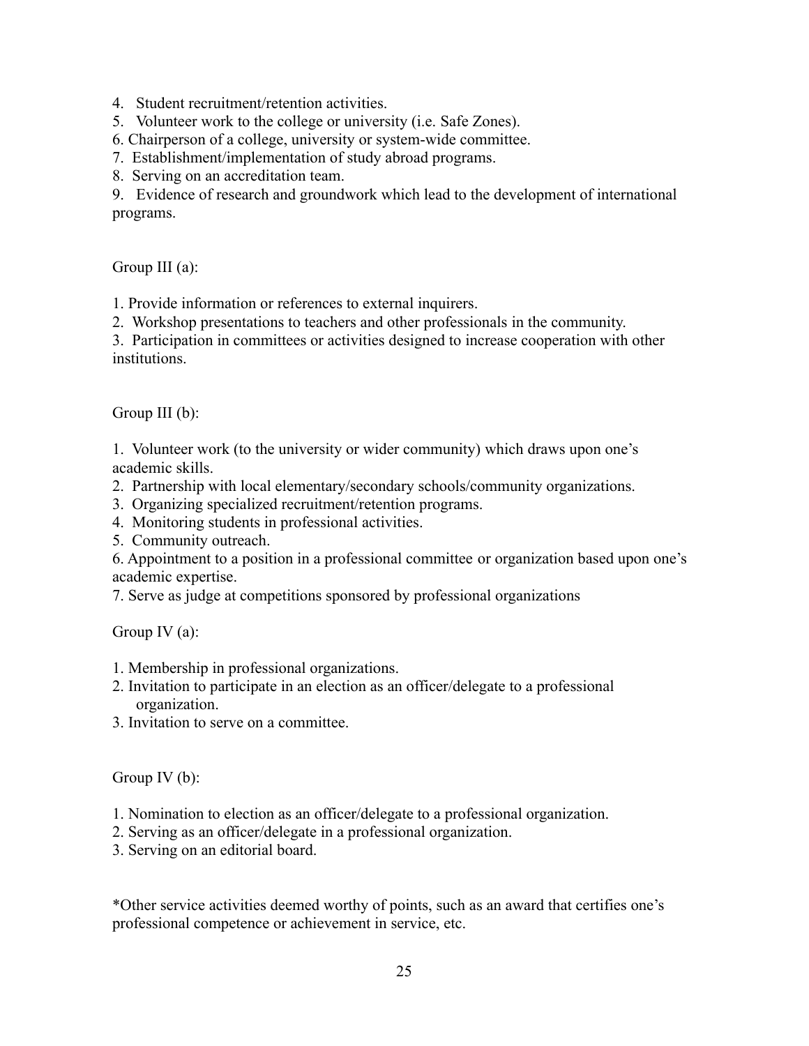4. Student recruitment/retention activities.
5. Volunteer work to the college or university (i.e. Safe Zones).
6. Chairperson of a college, university or system-wide committee.
7. Establishment/implementation of study abroad programs.
8. Serving on an accreditation team.
9. Evidence of research and groundwork which lead to the development of international programs.

Group III (a):

1. Provide information or references to external inquirers.
2. Workshop presentations to teachers and other professionals in the community.
3. Participation in committees or activities designed to increase cooperation with other institutions.

Group III (b):

1. Volunteer work (to the university or wider community) which draws upon one's academic skills.
2. Partnership with local elementary/secondary schools/community organizations.
3. Organizing specialized recruitment/retention programs.
4. Monitoring students in professional activities.
5. Community outreach.
6. Appointment to a position in a professional committee or organization based upon one's academic expertise.
7. Serve as judge at competitions sponsored by professional organizations

Group IV (a):

1. Membership in professional organizations.
2. Invitation to participate in an election as an officer/delegate to a professional organization.
3. Invitation to serve on a committee.

Group IV (b):

1. Nomination to election as an officer/delegate to a professional organization.
2. Serving as an officer/delegate in a professional organization.
3. Serving on an editorial board.

*Other service activities deemed worthy of points, such as an award that certifies one's professional competence or achievement in service, etc.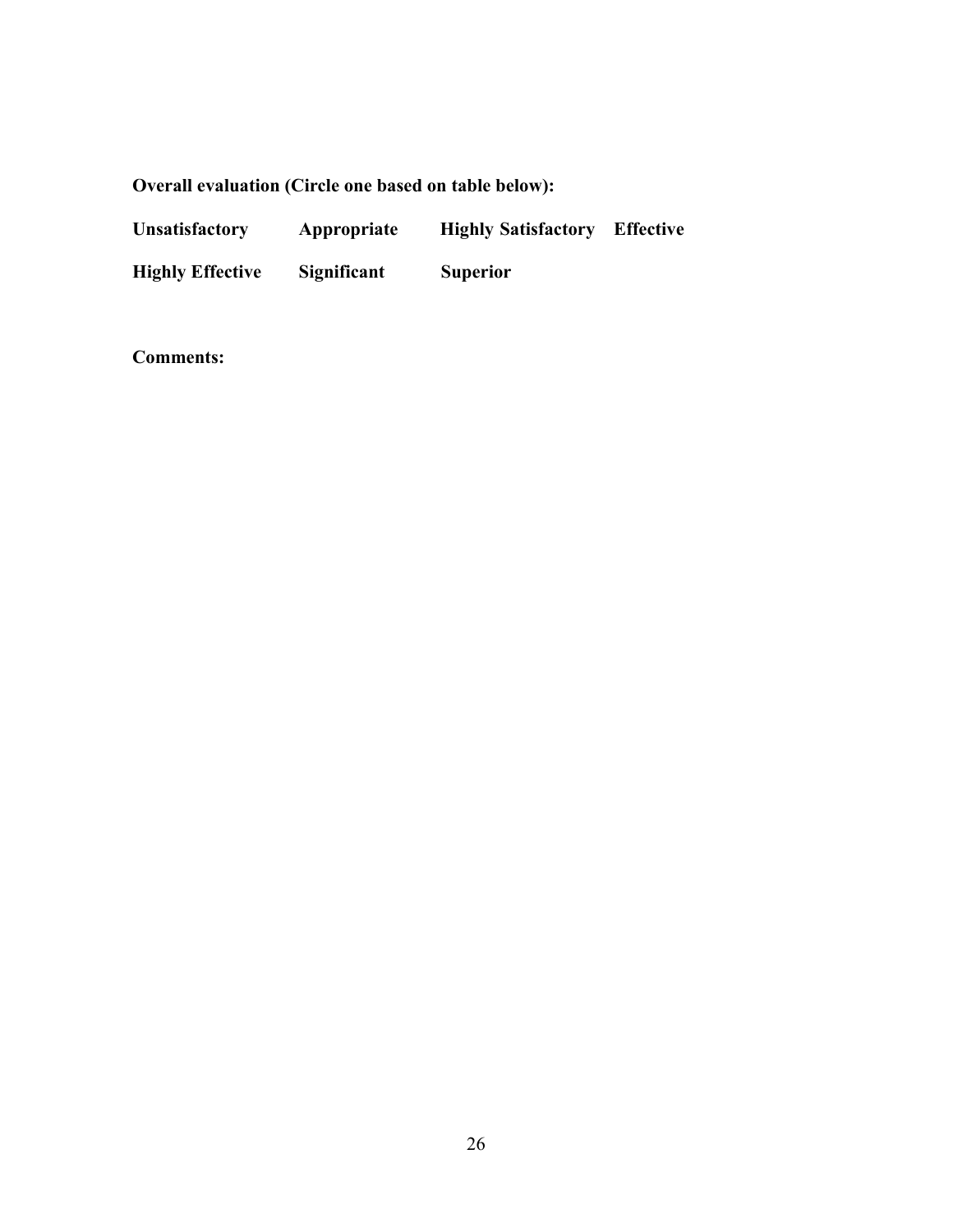**Overall evaluation (Circle one based on table below):**

**Unsatisfactory** **Appropriate** **Highly Satisfactory** **Effective**

**Highly Effective** **Significant** **Superior**

**Comments:**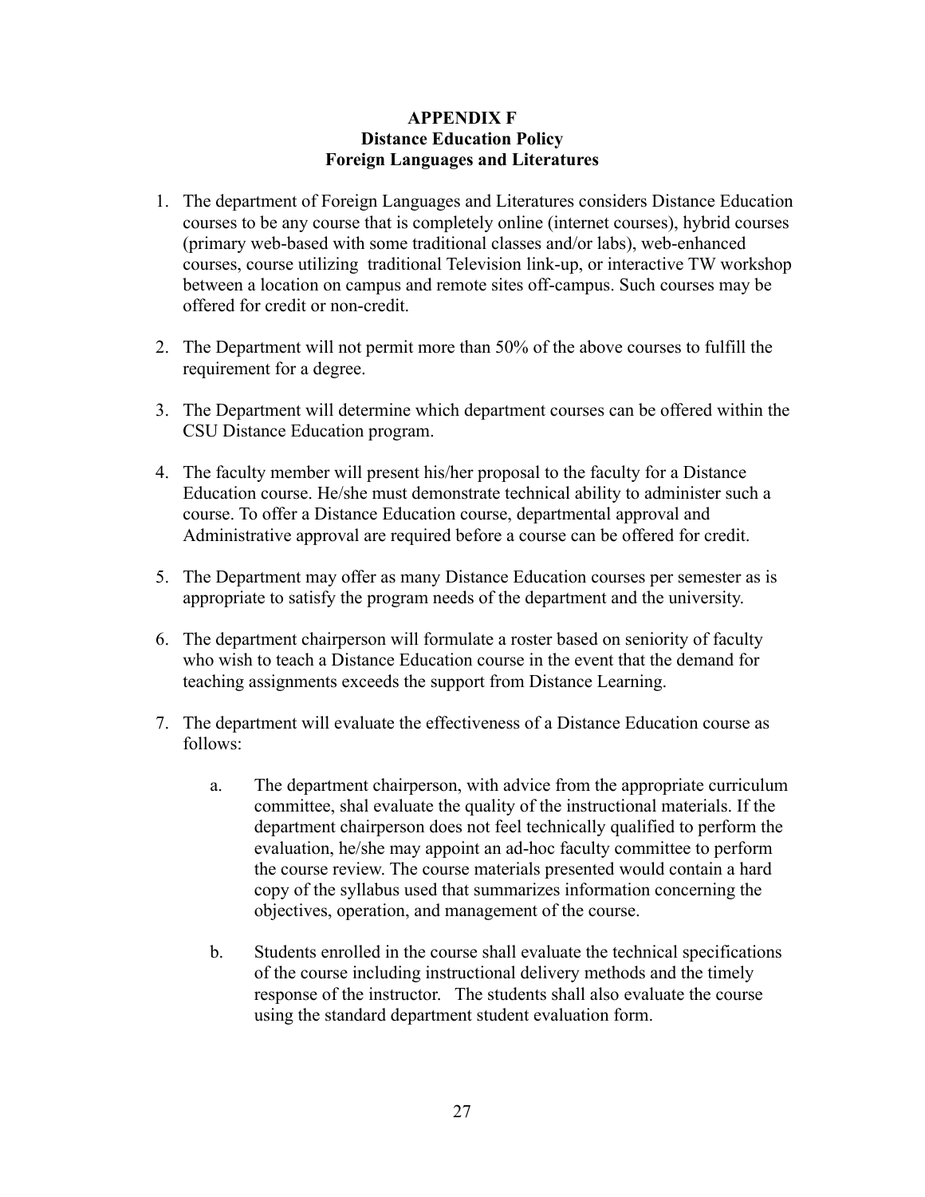**APPENDIX F**
**Distance Education Policy**
**Foreign Languages and Literatures**

1. The department of Foreign Languages and Literatures considers Distance Education courses to be any course that is completely online (internet courses), hybrid courses (primary web-based with some traditional classes and/or labs), web-enhanced courses, course utilizing traditional Television link-up, or interactive TW workshop between a location on campus and remote sites off-campus. Such courses may be offered for credit or non-credit.

2. The Department will not permit more than 50% of the above courses to fulfill the requirement for a degree.

3. The Department will determine which department courses can be offered within the CSU Distance Education program.

4. The faculty member will present his/her proposal to the faculty for a Distance Education course. He/she must demonstrate technical ability to administer such a course. To offer a Distance Education course, departmental approval and Administrative approval are required before a course can be offered for credit.

5. The Department may offer as many Distance Education courses per semester as is appropriate to satisfy the program needs of the department and the university.

6. The department chairperson will formulate a roster based on seniority of faculty who wish to teach a Distance Education course in the event that the demand for teaching assignments exceeds the support from Distance Learning.

7. The department will evaluate the effectiveness of a Distance Education course as follows:

   a. The department chairperson, with advice from the appropriate curriculum committee, shal evaluate the quality of the instructional materials. If the department chairperson does not feel technically qualified to perform the evaluation, he/she may appoint an ad-hoc faculty committee to perform the course review. The course materials presented would contain a hard copy of the syllabus used that summarizes information concerning the objectives, operation, and management of the course.

   b. Students enrolled in the course shall evaluate the technical specifications of the course including instructional delivery methods and the timely response of the instructor. The students shall also evaluate the course using the standard department student evaluation form.